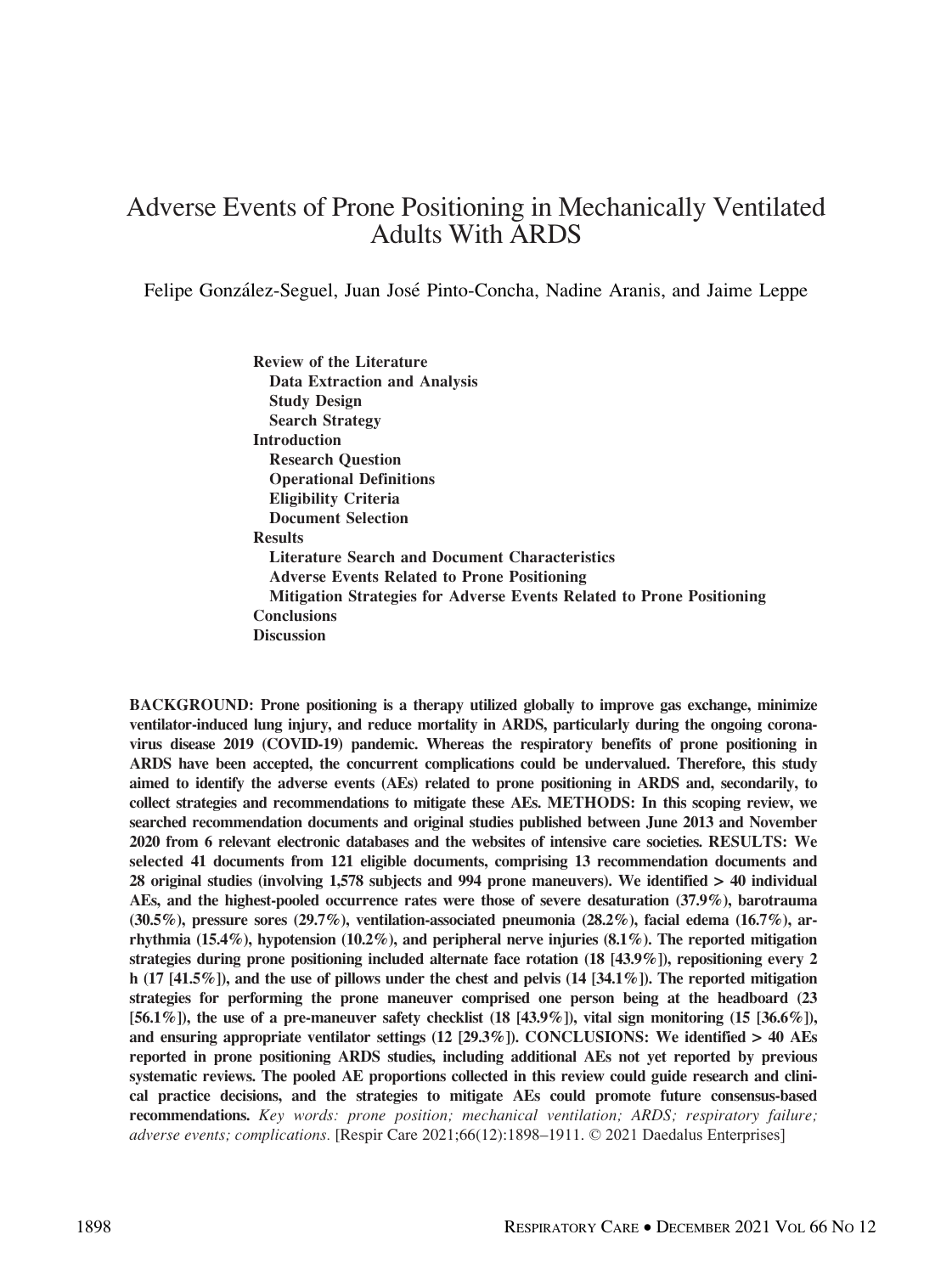# Adverse Events of Prone Positioning in Mechanically Ventilated Adults With ARDS

Felipe González-Seguel, Juan José Pinto-Concha, Nadine Aranis, and Jaime Leppe

**Review of the Literature**
- **Data Extraction and Analysis**
- **Study Design**
- **Search Strategy**

**Introduction**
- **Research Question**
- **Operational Definitions**
- **Eligibility Criteria**
- **Document Selection**

**Results**
- **Literature Search and Document Characteristics**
- **Adverse Events Related to Prone Positioning**
- **Mitigation Strategies for Adverse Events Related to Prone Positioning**

**Conclusions**

**Discussion**

**BACKGROUND: Prone positioning is a therapy utilized globally to improve gas exchange, minimize ventilator-induced lung injury, and reduce mortality in ARDS, particularly during the ongoing coronavirus disease 2019 (COVID-19) pandemic. Whereas the respiratory benefits of prone positioning in ARDS have been accepted, the concurrent complications could be undervalued. Therefore, this study aimed to identify the adverse events (AEs) related to prone positioning in ARDS and, secondarily, to collect strategies and recommendations to mitigate these AEs. METHODS: In this scoping review, we searched recommendation documents and original studies published between June 2013 and November 2020 from 6 relevant electronic databases and the websites of intensive care societies. RESULTS: We selected 41 documents from 121 eligible documents, comprising 13 recommendation documents and 28 original studies (involving 1,578 subjects and 994 prone maneuvers). We identified > 40 individual AEs, and the highest-pooled occurrence rates were those of severe desaturation (37.9%), barotrauma (30.5%), pressure sores (29.7%), ventilation-associated pneumonia (28.2%), facial edema (16.7%), arrhythmia (15.4%), hypotension (10.2%), and peripheral nerve injuries (8.1%). The reported mitigation strategies during prone positioning included alternate face rotation (18 [43.9%]), repositioning every 2 h (17 [41.5%]), and the use of pillows under the chest and pelvis (14 [34.1%]). The reported mitigation strategies for performing the prone maneuver comprised one person being at the headboard (23 [56.1%]), the use of a pre-maneuver safety checklist (18 [43.9%]), vital sign monitoring (15 [36.6%]), and ensuring appropriate ventilator settings (12 [29.3%]). CONCLUSIONS: We identified > 40 AEs reported in prone positioning ARDS studies, including additional AEs not yet reported by previous systematic reviews. The pooled AE proportions collected in this review could guide research and clinical practice decisions, and the strategies to mitigate AEs could promote future consensus-based recommendations.** *Key words: prone position; mechanical ventilation; ARDS; respiratory failure; adverse events; complications.* [Respir Care 2021;66(12):1898–1911. © 2021 Daedalus Enterprises]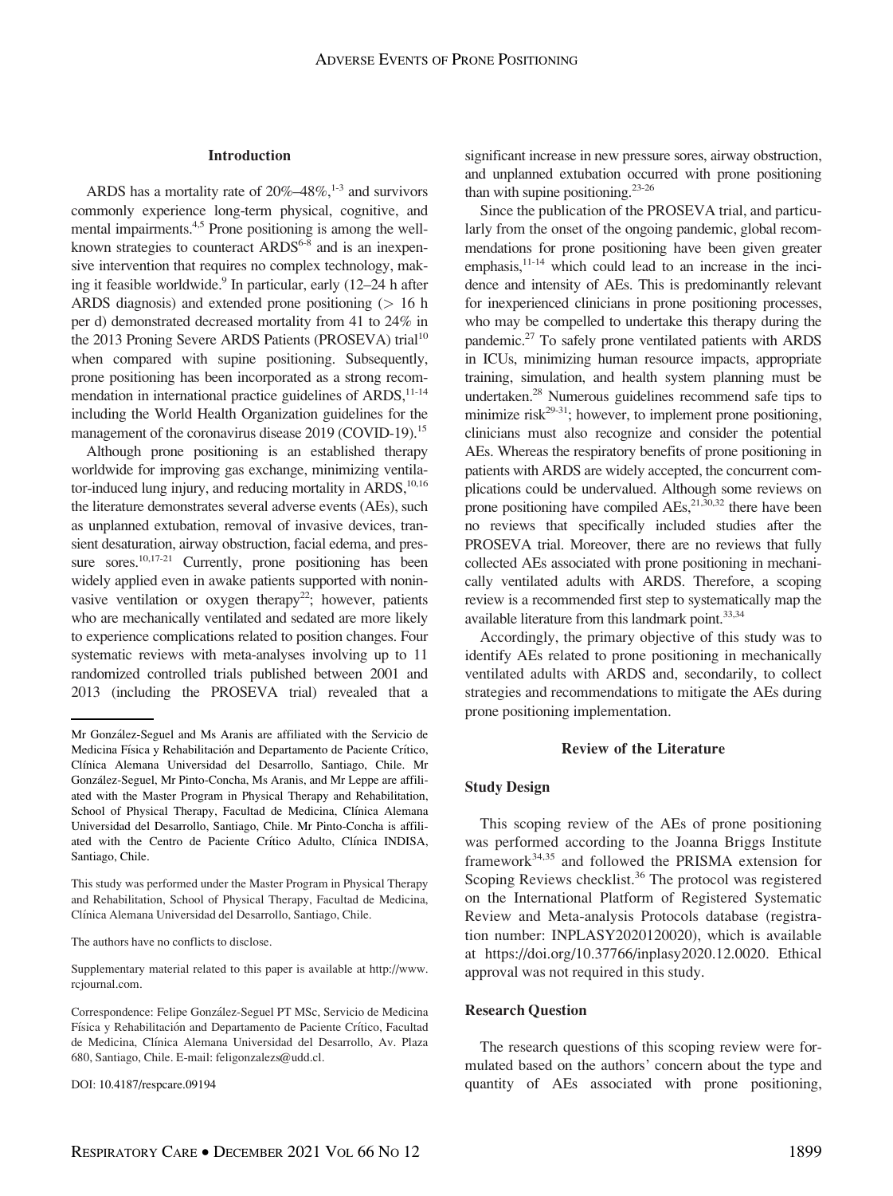## Introduction

ARDS has a mortality rate of 20%–48%,[1-3] and survivors commonly experience long-term physical, cognitive, and mental impairments.[4,5] Prone positioning is among the well-known strategies to counteract ARDS[6-8] and is an inexpensive intervention that requires no complex technology, making it feasible worldwide.[9] In particular, early (12–24 h after ARDS diagnosis) and extended prone positioning (> 16 h per d) demonstrated decreased mortality from 41 to 24% in the 2013 Proning Severe ARDS Patients (PROSEVA) trial[10] when compared with supine positioning. Subsequently, prone positioning has been incorporated as a strong recommendation in international practice guidelines of ARDS,[11-14] including the World Health Organization guidelines for the management of the coronavirus disease 2019 (COVID-19).[15]

Although prone positioning is an established therapy worldwide for improving gas exchange, minimizing ventilator-induced lung injury, and reducing mortality in ARDS,[10,16] the literature demonstrates several adverse events (AEs), such as unplanned extubation, removal of invasive devices, transient desaturation, airway obstruction, facial edema, and pressure sores.[10,17-21] Currently, prone positioning has been widely applied even in awake patients supported with noninvasive ventilation or oxygen therapy[22]; however, patients who are mechanically ventilated and sedated are more likely to experience complications related to position changes. Four systematic reviews with meta-analyses involving up to 11 randomized controlled trials published between 2001 and 2013 (including the PROSEVA trial) revealed that a significant increase in new pressure sores, airway obstruction, and unplanned extubation occurred with prone positioning than with supine positioning.[23-26]

Since the publication of the PROSEVA trial, and particularly from the onset of the ongoing pandemic, global recommendations for prone positioning have been given greater emphasis,[11-14] which could lead to an increase in the incidence and intensity of AEs. This is predominantly relevant for inexperienced clinicians in prone positioning processes, who may be compelled to undertake this therapy during the pandemic.[27] To safely prone ventilated patients with ARDS in ICUs, minimizing human resource impacts, appropriate training, simulation, and health system planning must be undertaken.[28] Numerous guidelines recommend safe tips to minimize risk[29-31]; however, to implement prone positioning, clinicians must also recognize and consider the potential AEs. Whereas the respiratory benefits of prone positioning in patients with ARDS are widely accepted, the concurrent complications could be undervalued. Although some reviews on prone positioning have compiled AEs,[21,30,32] there have been no reviews that specifically included studies after the PROSEVA trial. Moreover, there are no reviews that fully collected AEs associated with prone positioning in mechanically ventilated adults with ARDS. Therefore, a scoping review is a recommended first step to systematically map the available literature from this landmark point.[33,34]

Accordingly, the primary objective of this study was to identify AEs related to prone positioning in mechanically ventilated adults with ARDS and, secondarily, to collect strategies and recommendations to mitigate the AEs during prone positioning implementation.

## Review of the Literature

### Study Design

This scoping review of the AEs of prone positioning was performed according to the Joanna Briggs Institute framework[34,35] and followed the PRISMA extension for Scoping Reviews checklist.[36] The protocol was registered on the International Platform of Registered Systematic Review and Meta-analysis Protocols database (registration number: INPLASY2020120020), which is available at https://doi.org/10.37766/inplasy2020.12.0020. Ethical approval was not required in this study.

### Research Question

The research questions of this scoping review were formulated based on the authors' concern about the type and quantity of AEs associated with prone positioning,

---

Mr González-Seguel and Ms Aranis are affiliated with the Servicio de Medicina Física y Rehabilitación and Departamento de Paciente Crítico, Clínica Alemana Universidad del Desarrollo, Santiago, Chile. Mr González-Seguel, Mr Pinto-Concha, Ms Aranis, and Mr Leppe are affiliated with the Master Program in Physical Therapy and Rehabilitation, School of Physical Therapy, Facultad de Medicina, Clínica Alemana Universidad del Desarrollo, Santiago, Chile. Mr Pinto-Concha is affiliated with the Centro de Paciente Crítico Adulto, Clínica INDISA, Santiago, Chile.

This study was performed under the Master Program in Physical Therapy and Rehabilitation, School of Physical Therapy, Facultad de Medicina, Clínica Alemana Universidad del Desarrollo, Santiago, Chile.

The authors have no conflicts to disclose.

Supplementary material related to this paper is available at http://www.rcjournal.com.

Correspondence: Felipe González-Seguel PT MSc, Servicio de Medicina Física y Rehabilitación and Departamento de Paciente Crítico, Facultad de Medicina, Clínica Alemana Universidad del Desarrollo, Av. Plaza 680, Santiago, Chile. E-mail: feligonzalezs@udd.cl.

DOI: 10.4187/respcare.09194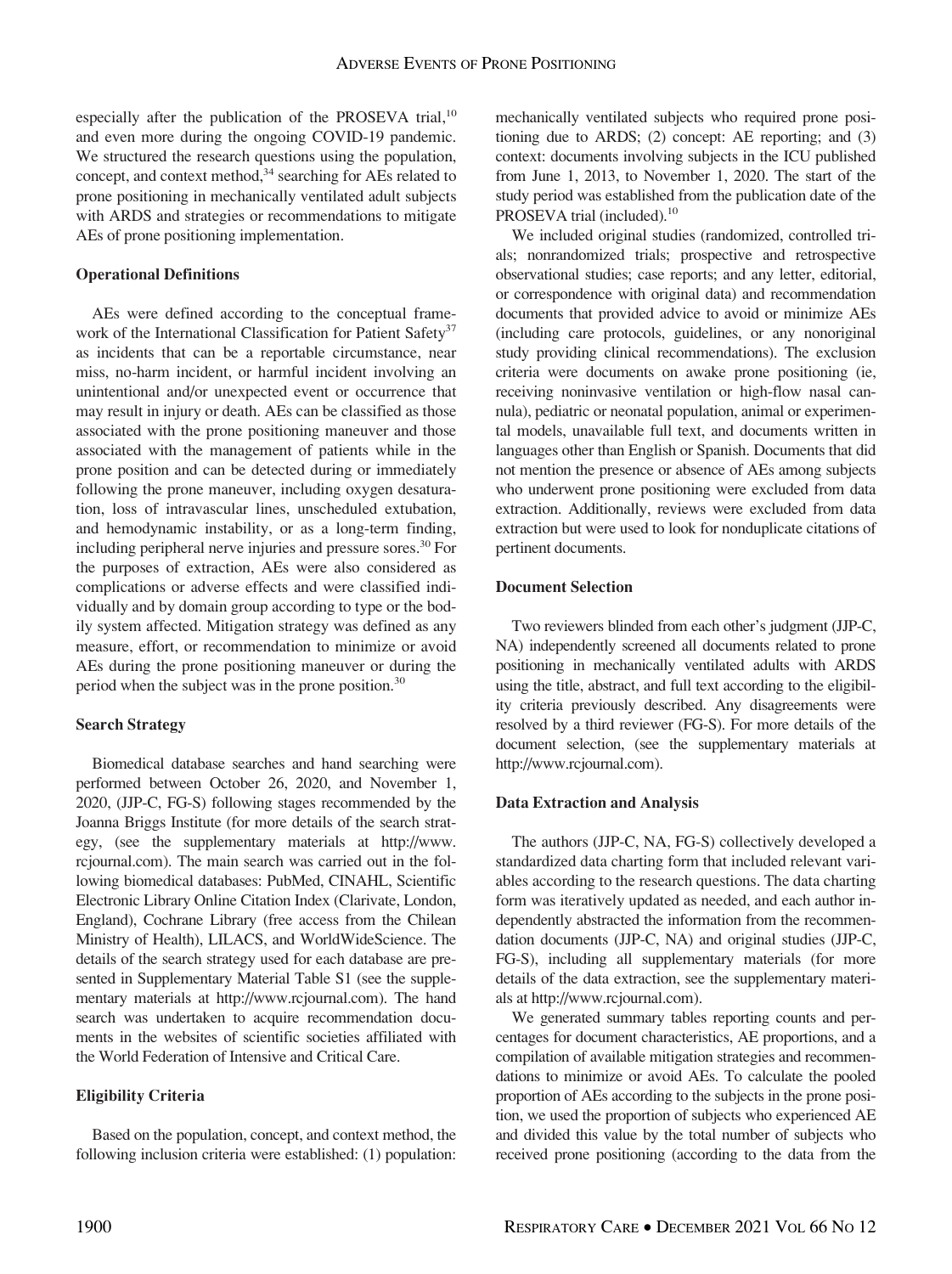especially after the publication of the PROSEVA trial,[10] and even more during the ongoing COVID-19 pandemic. We structured the research questions using the population, concept, and context method,[34] searching for AEs related to prone positioning in mechanically ventilated adult subjects with ARDS and strategies or recommendations to mitigate AEs of prone positioning implementation.

### Operational Definitions

AEs were defined according to the conceptual framework of the International Classification for Patient Safety[37] as incidents that can be a reportable circumstance, near miss, no-harm incident, or harmful incident involving an unintentional and/or unexpected event or occurrence that may result in injury or death. AEs can be classified as those associated with the prone positioning maneuver and those associated with the management of patients while in the prone position and can be detected during or immediately following the prone maneuver, including oxygen desaturation, loss of intravascular lines, unscheduled extubation, and hemodynamic instability, or as a long-term finding, including peripheral nerve injuries and pressure sores.[30] For the purposes of extraction, AEs were also considered as complications or adverse effects and were classified individually and by domain group according to type or the bodily system affected. Mitigation strategy was defined as any measure, effort, or recommendation to minimize or avoid AEs during the prone positioning maneuver or during the period when the subject was in the prone position.[30]

### Search Strategy

Biomedical database searches and hand searching were performed between October 26, 2020, and November 1, 2020, (JJP-C, FG-S) following stages recommended by the Joanna Briggs Institute (for more details of the search strategy, (see the supplementary materials at http://www.rcjournal.com). The main search was carried out in the following biomedical databases: PubMed, CINAHL, Scientific Electronic Library Online Citation Index (Clarivate, London, England), Cochrane Library (free access from the Chilean Ministry of Health), LILACS, and WorldWideScience. The details of the search strategy used for each database are presented in Supplementary Material Table S1 (see the supplementary materials at http://www.rcjournal.com). The hand search was undertaken to acquire recommendation documents in the websites of scientific societies affiliated with the World Federation of Intensive and Critical Care.

### Eligibility Criteria

Based on the population, concept, and context method, the following inclusion criteria were established: (1) population: mechanically ventilated subjects who required prone positioning due to ARDS; (2) concept: AE reporting; and (3) context: documents involving subjects in the ICU published from June 1, 2013, to November 1, 2020. The start of the study period was established from the publication date of the PROSEVA trial (included).[10]

We included original studies (randomized, controlled trials; nonrandomized trials; prospective and retrospective observational studies; case reports; and any letter, editorial, or correspondence with original data) and recommendation documents that provided advice to avoid or minimize AEs (including care protocols, guidelines, or any nonoriginal study providing clinical recommendations). The exclusion criteria were documents on awake prone positioning (ie, receiving noninvasive ventilation or high-flow nasal cannula), pediatric or neonatal population, animal or experimental models, unavailable full text, and documents written in languages other than English or Spanish. Documents that did not mention the presence or absence of AEs among subjects who underwent prone positioning were excluded from data extraction. Additionally, reviews were excluded from data extraction but were used to look for nonduplicate citations of pertinent documents.

### Document Selection

Two reviewers blinded from each other's judgment (JJP-C, NA) independently screened all documents related to prone positioning in mechanically ventilated adults with ARDS using the title, abstract, and full text according to the eligibility criteria previously described. Any disagreements were resolved by a third reviewer (FG-S). For more details of the document selection, (see the supplementary materials at http://www.rcjournal.com).

### Data Extraction and Analysis

The authors (JJP-C, NA, FG-S) collectively developed a standardized data charting form that included relevant variables according to the research questions. The data charting form was iteratively updated as needed, and each author independently abstracted the information from the recommendation documents (JJP-C, NA) and original studies (JJP-C, FG-S), including all supplementary materials (for more details of the data extraction, see the supplementary materials at http://www.rcjournal.com).

We generated summary tables reporting counts and percentages for document characteristics, AE proportions, and a compilation of available mitigation strategies and recommendations to minimize or avoid AEs. To calculate the pooled proportion of AEs according to the subjects in the prone position, we used the proportion of subjects who experienced AE and divided this value by the total number of subjects who received prone positioning (according to the data from the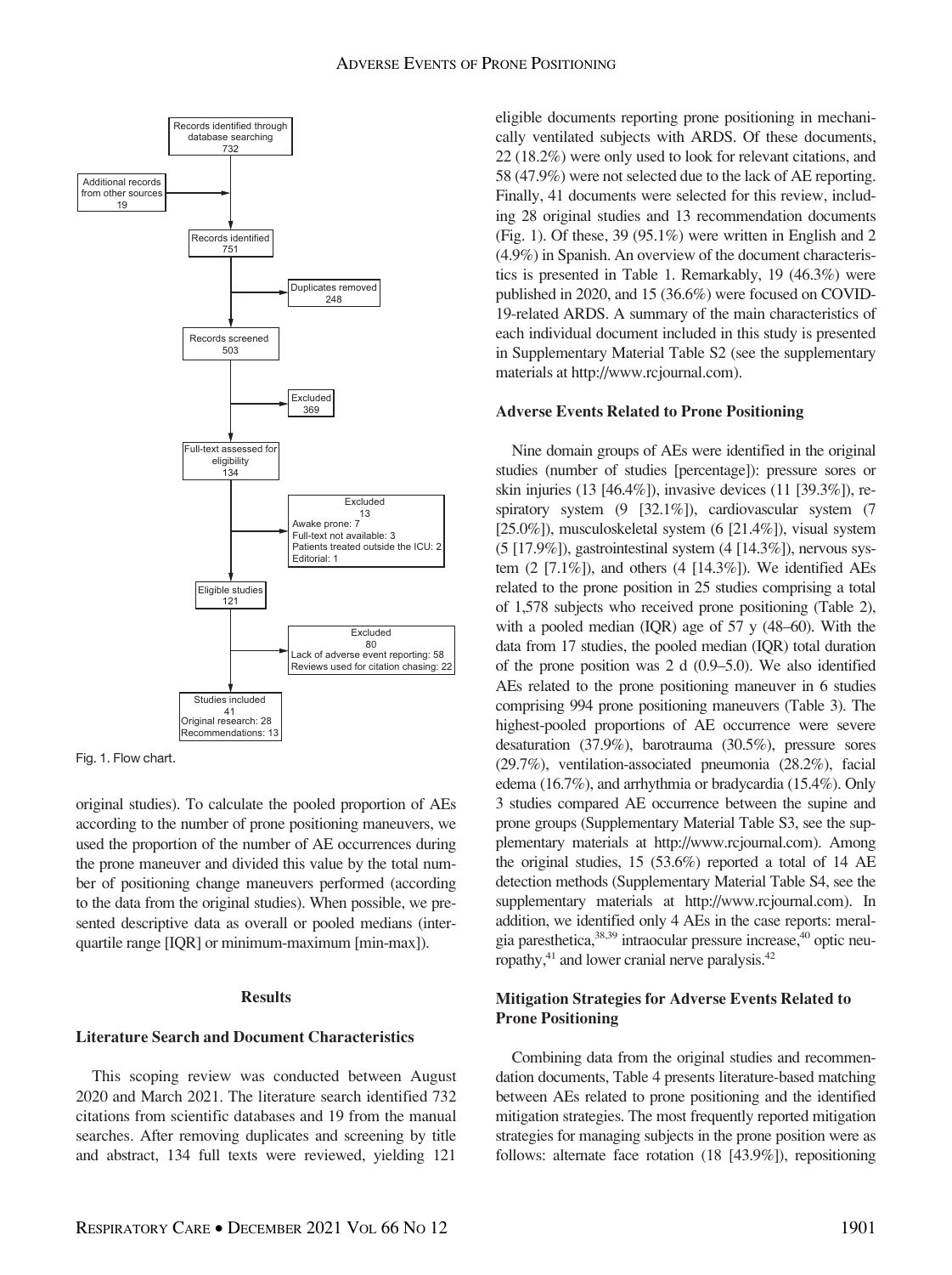Records identified through database searching
732

Additional records from other sources
19

Records identified
751

Duplicates removed
248

Records screened
503

Excluded
369

Full-text assessed for eligibility
134

Excluded
13
Awake prone: 7
Full-text not available: 3
Patients treated outside the ICU: 2
Editorial: 1

Eligible studies
121

Excluded
80
Lack of adverse event reporting: 58
Reviews used for citation chasing: 22

Studies included
41
Original research: 28
Recommendations: 13

Fig. 1. Flow chart.

original studies). To calculate the pooled proportion of AEs according to the number of prone positioning maneuvers, we used the proportion of the number of AE occurrences during the prone maneuver and divided this value by the total number of positioning change maneuvers performed (according to the data from the original studies). When possible, we presented descriptive data as overall or pooled medians (interquartile range [IQR] or minimum-maximum [min-max]).

## Results

### Literature Search and Document Characteristics

This scoping review was conducted between August 2020 and March 2021. The literature search identified 732 citations from scientific databases and 19 from the manual searches. After removing duplicates and screening by title and abstract, 134 full texts were reviewed, yielding 121 eligible documents reporting prone positioning in mechanically ventilated subjects with ARDS. Of these documents, 22 (18.2%) were only used to look for relevant citations, and 58 (47.9%) were not selected due to the lack of AE reporting. Finally, 41 documents were selected for this review, including 28 original studies and 13 recommendation documents (Fig. 1). Of these, 39 (95.1%) were written in English and 2 (4.9%) in Spanish. An overview of the document characteristics is presented in Table 1. Remarkably, 19 (46.3%) were published in 2020, and 15 (36.6%) were focused on COVID-19-related ARDS. A summary of the main characteristics of each individual document included in this study is presented in Supplementary Material Table S2 (see the supplementary materials at http://www.rcjournal.com).

### Adverse Events Related to Prone Positioning

Nine domain groups of AEs were identified in the original studies (number of studies [percentage]): pressure sores or skin injuries (13 [46.4%]), invasive devices (11 [39.3%]), respiratory system (9 [32.1%]), cardiovascular system (7 [25.0%]), musculoskeletal system (6 [21.4%]), visual system (5 [17.9%]), gastrointestinal system (4 [14.3%]), nervous system (2 [7.1%]), and others (4 [14.3%]). We identified AEs related to the prone position in 25 studies comprising a total of 1,578 subjects who received prone positioning (Table 2), with a pooled median (IQR) age of 57 y (48–60). With the data from 17 studies, the pooled median (IQR) total duration of the prone position was 2 d (0.9–5.0). We also identified AEs related to the prone positioning maneuver in 6 studies comprising 994 prone positioning maneuvers (Table 3). The highest-pooled proportions of AE occurrence were severe desaturation (37.9%), barotrauma (30.5%), pressure sores (29.7%), ventilation-associated pneumonia (28.2%), facial edema (16.7%), and arrhythmia or bradycardia (15.4%). Only 3 studies compared AE occurrence between the supine and prone groups (Supplementary Material Table S3, see the supplementary materials at http://www.rcjournal.com). Among the original studies, 15 (53.6%) reported a total of 14 AE detection methods (Supplementary Material Table S4, see the supplementary materials at http://www.rcjournal.com). In addition, we identified only 4 AEs in the case reports: meralgia paresthetica,[38,39] intraocular pressure increase,[40] optic neuropathy,[41] and lower cranial nerve paralysis.[42]

### Mitigation Strategies for Adverse Events Related to Prone Positioning

Combining data from the original studies and recommendation documents, Table 4 presents literature-based matching between AEs related to prone positioning and the identified mitigation strategies. The most frequently reported mitigation strategies for managing subjects in the prone position were as follows: alternate face rotation (18 [43.9%]), repositioning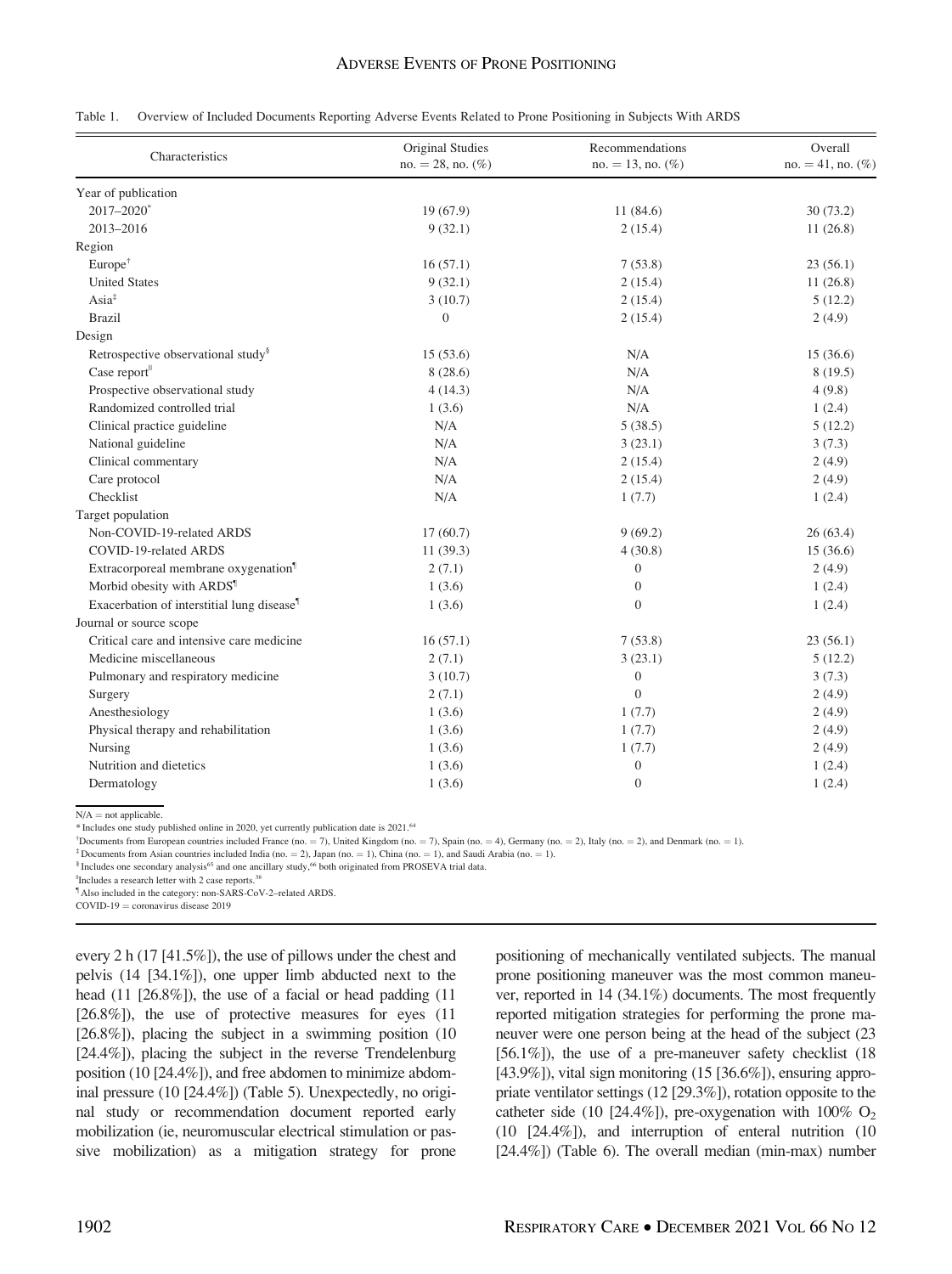Table 1. Overview of Included Documents Reporting Adverse Events Related to Prone Positioning in Subjects With ARDS

| Characteristics | Original Studies no. = 28, no. (%) | Recommendations no. = 13, no. (%) | Overall no. = 41, no. (%) |
|---|---|---|---|
| Year of publication | | | |
| 2017–2020* | 19 (67.9) | 11 (84.6) | 30 (73.2) |
| 2013–2016 | 9 (32.1) | 2 (15.4) | 11 (26.8) |
| Region | | | |
| Europe† | 16 (57.1) | 7 (53.8) | 23 (56.1) |
| United States | 9 (32.1) | 2 (15.4) | 11 (26.8) |
| Asia‡ | 3 (10.7) | 2 (15.4) | 5 (12.2) |
| Brazil | 0 | 2 (15.4) | 2 (4.9) |
| Design | | | |
| Retrospective observational study§ | 15 (53.6) | N/A | 15 (36.6) |
| Case report‖ | 8 (28.6) | N/A | 8 (19.5) |
| Prospective observational study | 4 (14.3) | N/A | 4 (9.8) |
| Randomized controlled trial | 1 (3.6) | N/A | 1 (2.4) |
| Clinical practice guideline | N/A | 5 (38.5) | 5 (12.2) |
| National guideline | N/A | 3 (23.1) | 3 (7.3) |
| Clinical commentary | N/A | 2 (15.4) | 2 (4.9) |
| Care protocol | N/A | 2 (15.4) | 2 (4.9) |
| Checklist | N/A | 1 (7.7) | 1 (2.4) |
| Target population | | | |
| Non-COVID-19-related ARDS | 17 (60.7) | 9 (69.2) | 26 (63.4) |
| COVID-19-related ARDS | 11 (39.3) | 4 (30.8) | 15 (36.6) |
| Extracorporeal membrane oxygenation¶ | 2 (7.1) | 0 | 2 (4.9) |
| Morbid obesity with ARDS¶ | 1 (3.6) | 0 | 1 (2.4) |
| Exacerbation of interstitial lung disease¶ | 1 (3.6) | 0 | 1 (2.4) |
| Journal or source scope | | | |
| Critical care and intensive care medicine | 16 (57.1) | 7 (53.8) | 23 (56.1) |
| Medicine miscellaneous | 2 (7.1) | 3 (23.1) | 5 (12.2) |
| Pulmonary and respiratory medicine | 3 (10.7) | 0 | 3 (7.3) |
| Surgery | 2 (7.1) | 0 | 2 (4.9) |
| Anesthesiology | 1 (3.6) | 1 (7.7) | 2 (4.9) |
| Physical therapy and rehabilitation | 1 (3.6) | 1 (7.7) | 2 (4.9) |
| Nursing | 1 (3.6) | 1 (7.7) | 2 (4.9) |
| Nutrition and dietetics | 1 (3.6) | 0 | 1 (2.4) |
| Dermatology | 1 (3.6) | 0 | 1 (2.4) |

N/A = not applicable.
* Includes one study published online in 2020, yet currently publication date is 2021.[64]
† Documents from European countries included France (no. = 7), United Kingdom (no. = 7), Spain (no. = 4), Germany (no. = 2), Italy (no. = 2), and Denmark (no. = 1).
‡ Documents from Asian countries included India (no. = 2), Japan (no. = 1), China (no. = 1), and Saudi Arabia (no. = 1).
§ Includes one secondary analysis[65] and one ancillary study,[66] both originated from PROSEVA trial data.
‖ Includes a research letter with 2 case reports.[38]
¶ Also included in the category: non-SARS-CoV-2–related ARDS.
COVID-19 = coronavirus disease 2019

every 2 h (17 [41.5%]), the use of pillows under the chest and pelvis (14 [34.1%]), one upper limb abducted next to the head (11 [26.8%]), the use of a facial or head padding (11 [26.8%]), the use of protective measures for eyes (11 [26.8%]), placing the subject in a swimming position (10 [24.4%]), placing the subject in the reverse Trendelenburg position (10 [24.4%]), and free abdomen to minimize abdominal pressure (10 [24.4%]) (Table 5). Unexpectedly, no original study or recommendation document reported early mobilization (ie, neuromuscular electrical stimulation or passive mobilization) as a mitigation strategy for prone positioning of mechanically ventilated subjects. The manual prone positioning maneuver was the most common maneuver, reported in 14 (34.1%) documents. The most frequently reported mitigation strategies for performing the prone maneuver were one person being at the head of the subject (23 [56.1%]), the use of a pre-maneuver safety checklist (18 [43.9%]), vital sign monitoring (15 [36.6%]), ensuring appropriate ventilator settings (12 [29.3%]), rotation opposite to the catheter side (10 [24.4%]), pre-oxygenation with 100% $O_2$ (10 [24.4%]), and interruption of enteral nutrition (10 [24.4%]) (Table 6). The overall median (min-max) number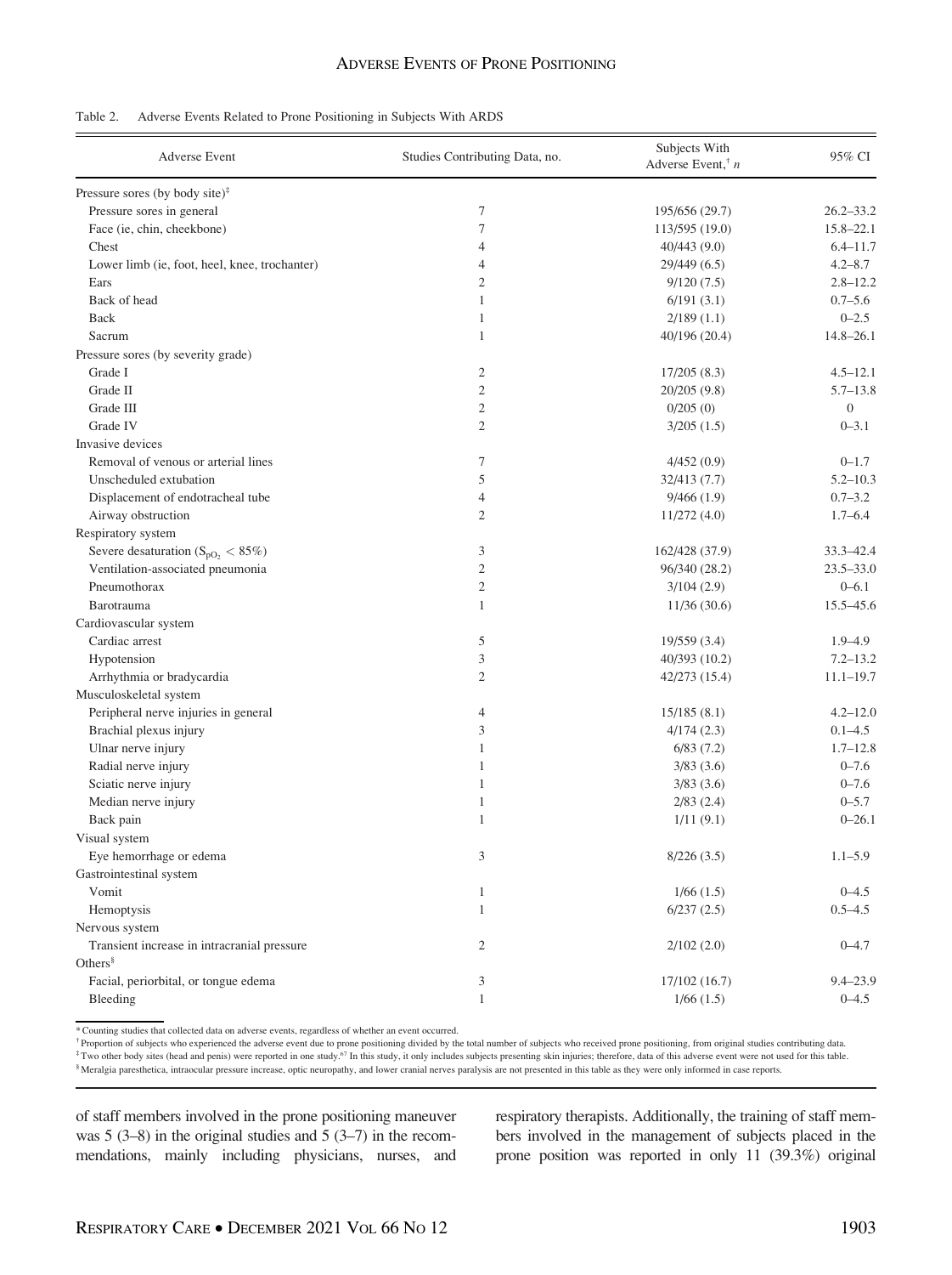Table 2. Adverse Events Related to Prone Positioning in Subjects With ARDS

| Adverse Event | Studies Contributing Data, no. | Subjects With Adverse Event,[†] n | 95% CI |
|---|---|---|---|
| Pressure sores (by body site)[‡] | | | |
| Pressure sores in general | 7 | 195/656 (29.7) | 26.2–33.2 |
| Face (ie, chin, cheekbone) | 7 | 113/595 (19.0) | 15.8–22.1 |
| Chest | 4 | 40/443 (9.0) | 6.4–11.7 |
| Lower limb (ie, foot, heel, knee, trochanter) | 4 | 29/449 (6.5) | 4.2–8.7 |
| Ears | 2 | 9/120 (7.5) | 2.8–12.2 |
| Back of head | 1 | 6/191 (3.1) | 0.7–5.6 |
| Back | 1 | 2/189 (1.1) | 0–2.5 |
| Sacrum | 1 | 40/196 (20.4) | 14.8–26.1 |
| Pressure sores (by severity grade) | | | |
| Grade I | 2 | 17/205 (8.3) | 4.5–12.1 |
| Grade II | 2 | 20/205 (9.8) | 5.7–13.8 |
| Grade III | 2 | 0/205 (0) | 0 |
| Grade IV | 2 | 3/205 (1.5) | 0–3.1 |
| Invasive devices | | | |
| Removal of venous or arterial lines | 7 | 4/452 (0.9) | 0–1.7 |
| Unscheduled extubation | 5 | 32/413 (7.7) | 5.2–10.3 |
| Displacement of endotracheal tube | 4 | 9/466 (1.9) | 0.7–3.2 |
| Airway obstruction | 2 | 11/272 (4.0) | 1.7–6.4 |
| Respiratory system | | | |
| Severe desaturation ($S_{pO_2}$ < 85%) | 3 | 162/428 (37.9) | 33.3–42.4 |
| Ventilation-associated pneumonia | 2 | 96/340 (28.2) | 23.5–33.0 |
| Pneumothorax | 2 | 3/104 (2.9) | 0–6.1 |
| Barotrauma | 1 | 11/36 (30.6) | 15.5–45.6 |
| Cardiovascular system | | | |
| Cardiac arrest | 5 | 19/559 (3.4) | 1.9–4.9 |
| Hypotension | 3 | 40/393 (10.2) | 7.2–13.2 |
| Arrhythmia or bradycardia | 2 | 42/273 (15.4) | 11.1–19.7 |
| Musculoskeletal system | | | |
| Peripheral nerve injuries in general | 4 | 15/185 (8.1) | 4.2–12.0 |
| Brachial plexus injury | 3 | 4/174 (2.3) | 0.1–4.5 |
| Ulnar nerve injury | 1 | 6/83 (7.2) | 1.7–12.8 |
| Radial nerve injury | 1 | 3/83 (3.6) | 0–7.6 |
| Sciatic nerve injury | 1 | 3/83 (3.6) | 0–7.6 |
| Median nerve injury | 1 | 2/83 (2.4) | 0–5.7 |
| Back pain | 1 | 1/11 (9.1) | 0–26.1 |
| Visual system | | | |
| Eye hemorrhage or edema | 3 | 8/226 (3.5) | 1.1–5.9 |
| Gastrointestinal system | | | |
| Vomit | 1 | 1/66 (1.5) | 0–4.5 |
| Hemoptysis | 1 | 6/237 (2.5) | 0.5–4.5 |
| Nervous system | | | |
| Transient increase in intracranial pressure | 2 | 2/102 (2.0) | 0–4.7 |
| Others[§] | | | |
| Facial, periorbital, or tongue edema | 3 | 17/102 (16.7) | 9.4–23.9 |
| Bleeding | 1 | 1/66 (1.5) | 0–4.5 |

\* Counting studies that collected data on adverse events, regardless of whether an event occurred.
[†] Proportion of subjects who experienced the adverse event due to prone positioning divided by the total number of subjects who received prone positioning, from original studies contributing data.
[‡] Two other body sites (head and penis) were reported in one study.[67] In this study, it only includes subjects presenting skin injuries; therefore, data of this adverse event were not used for this table.
[§] Meralgia paresthetica, intraocular pressure increase, optic neuropathy, and lower cranial nerves paralysis are not presented in this table as they were only informed in case reports.

of staff members involved in the prone positioning maneuver was 5 (3–8) in the original studies and 5 (3–7) in the recommendations, mainly including physicians, nurses, and respiratory therapists. Additionally, the training of staff members involved in the management of subjects placed in the prone position was reported in only 11 (39.3%) original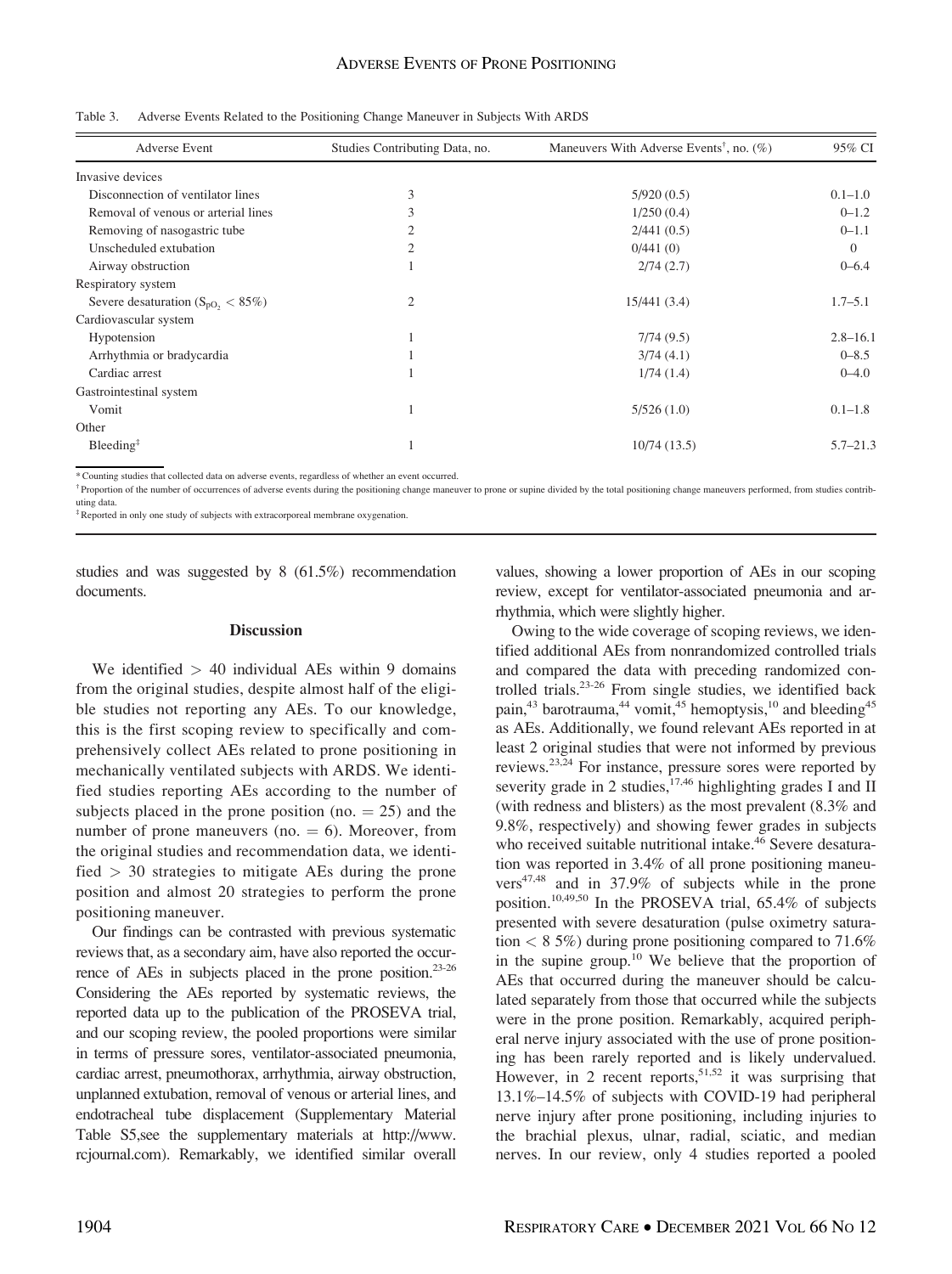Table 3. Adverse Events Related to the Positioning Change Maneuver in Subjects With ARDS

| Adverse Event | Studies Contributing Data, no. | Maneuvers With Adverse Events[†], no. (%) | 95% CI |
|---|---|---|---|
| Invasive devices | | | |
| Disconnection of ventilator lines | 3 | 5/920 (0.5) | 0.1–1.0 |
| Removal of venous or arterial lines | 3 | 1/250 (0.4) | 0–1.2 |
| Removing of nasogastric tube | 2 | 2/441 (0.5) | 0–1.1 |
| Unscheduled extubation | 2 | 0/441 (0) | 0 |
| Airway obstruction | 1 | 2/74 (2.7) | 0–6.4 |
| Respiratory system | | | |
| Severe desaturation ($S_{pO_2}$ < 85%) | 2 | 15/441 (3.4) | 1.7–5.1 |
| Cardiovascular system | | | |
| Hypotension | 1 | 7/74 (9.5) | 2.8–16.1 |
| Arrhythmia or bradycardia | 1 | 3/74 (4.1) | 0–8.5 |
| Cardiac arrest | 1 | 1/74 (1.4) | 0–4.0 |
| Gastrointestinal system | | | |
| Vomit | 1 | 5/526 (1.0) | 0.1–1.8 |
| Other | | | |
| Bleeding[‡] | 1 | 10/74 (13.5) | 5.7–21.3 |

* Counting studies that collected data on adverse events, regardless of whether an event occurred.
† Proportion of the number of occurrences of adverse events during the positioning change maneuver to prone or supine divided by the total positioning change maneuvers performed, from studies contributing data.
‡ Reported in only one study of subjects with extracorporeal membrane oxygenation.

studies and was suggested by 8 (61.5%) recommendation documents.

## Discussion

We identified > 40 individual AEs within 9 domains from the original studies, despite almost half of the eligible studies not reporting any AEs. To our knowledge, this is the first scoping review to specifically and comprehensively collect AEs related to prone positioning in mechanically ventilated subjects with ARDS. We identified studies reporting AEs according to the number of subjects placed in the prone position (no. = 25) and the number of prone maneuvers (no. = 6). Moreover, from the original studies and recommendation data, we identified > 30 strategies to mitigate AEs during the prone position and almost 20 strategies to perform the prone positioning maneuver.

Our findings can be contrasted with previous systematic reviews that, as a secondary aim, have also reported the occurrence of AEs in subjects placed in the prone position.[23-26] Considering the AEs reported by systematic reviews, the reported data up to the publication of the PROSEVA trial, and our scoping review, the pooled proportions were similar in terms of pressure sores, ventilator-associated pneumonia, cardiac arrest, pneumothorax, arrhythmia, airway obstruction, unplanned extubation, removal of venous or arterial lines, and endotracheal tube displacement (Supplementary Material Table S5,see the supplementary materials at http://www.rcjournal.com). Remarkably, we identified similar overall values, showing a lower proportion of AEs in our scoping review, except for ventilator-associated pneumonia and arrhythmia, which were slightly higher.

Owing to the wide coverage of scoping reviews, we identified additional AEs from nonrandomized controlled trials and compared the data with preceding randomized controlled trials.[23-26] From single studies, we identified back pain,[43] barotrauma,[44] vomit,[45] hemoptysis,[10] and bleeding[45] as AEs. Additionally, we found relevant AEs reported in at least 2 original studies that were not informed by previous reviews.[23,24] For instance, pressure sores were reported by severity grade in 2 studies,[17,46] highlighting grades I and II (with redness and blisters) as the most prevalent (8.3% and 9.8%, respectively) and showing fewer grades in subjects who received suitable nutritional intake.[46] Severe desaturation was reported in 3.4% of all prone positioning maneuvers[47,48] and in 37.9% of subjects while in the prone position.[10,49,50] In the PROSEVA trial, 65.4% of subjects presented with severe desaturation (pulse oximetry saturation < 8 5%) during prone positioning compared to 71.6% in the supine group.[10] We believe that the proportion of AEs that occurred during the maneuver should be calculated separately from those that occurred while the subjects were in the prone position. Remarkably, acquired peripheral nerve injury associated with the use of prone positioning has been rarely reported and is likely undervalued. However, in 2 recent reports,[51,52] it was surprising that 13.1%–14.5% of subjects with COVID-19 had peripheral nerve injury after prone positioning, including injuries to the brachial plexus, ulnar, radial, sciatic, and median nerves. In our review, only 4 studies reported a pooled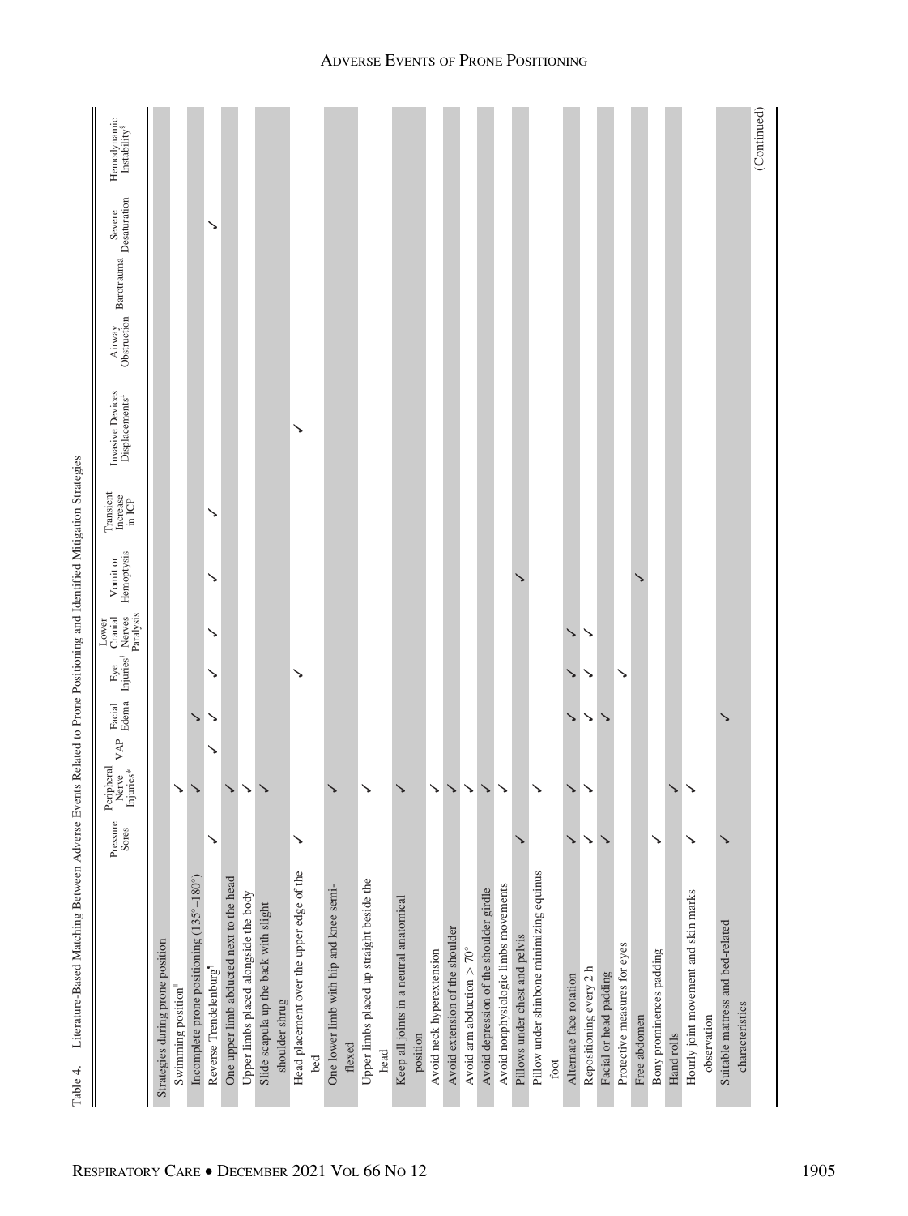Table 4. Literature-Based Matching Between Adverse Events Related to Prone Positioning and Identified Mitigation Strategies

| | Pressure Sores | Peripheral Nerve Injuries* | VAP | Facial Edema | Eye Injuries† | Lower Cranial Nerves Paralysis | Vomit or Hemoptysis | Transient Increase in ICP | Invasive Devices Displacements‡ | Airway Obstruction | Barotrauma | Severe Desaturation | Hemodynamic Instability§ |
|---|---|---|---|---|---|---|---|---|---|---|---|---|---|
| Strategies during prone position | | | | | | | | | | | | | |
| Swimming position‖ | | ✓ | | | | | | | | | | | |
| Incomplete prone positioning (135°–180°) | | ✓ | | ✓ | | | | | | | | ✓ | |
| Reverse Trendelenburg¶ | ✓ | | ✓ | ✓ | ✓ | ✓ | ✓ | ✓ | | | | | |
| One upper limb abducted next to the head | | ✓ | | | | | | | | | | | |
| Upper limbs placed alongside the body | | ✓ | | | | | | | | | | | |
| Slide scapula up the back with slight shoulder shrug | | ✓ | | | | | | | | | | | |
| Head placement over the upper edge of the bed | ✓ | | | | ✓ | | | | ✓ | | | | |
| One lower limb with hip and knee semi-flexed | | ✓ | | | | | | | | | | | |
| Upper limbs placed up straight beside the head | | ✓ | | | | | | | | | | | |
| Keep all joints in a neutral anatomical position | | ✓ | | | | | | | | | | | |
| Avoid neck hyperextension | | ✓ | | | | | | | | | | | |
| Avoid extension of the shoulder | | ✓ | | | | | | | | | | | |
| Avoid arm abduction > 70° | | ✓ | | | | | | | | | | | |
| Avoid depression of the shoulder girdle | | ✓ | | | | | | | | | | | |
| Avoid nonphysiologic limbs movements | | ✓ | | | | | | | | | | | |
| Pillows under chest and pelvis | ✓ | | | | | | ✓ | | | | | | |
| Pillow under shinbone minimizing equinus foot | | ✓ | | | | | | | | | | | |
| Alternate face rotation | ✓ | ✓ | | ✓ | ✓ | ✓ | | | | | | | |
| Repositioning every 2 h | ✓ | ✓ | | ✓ | ✓ | ✓ | | | | | | | |
| Facial or head padding | ✓ | | | ✓ | | | | | | | | | |
| Protective measures for eyes | | | | | ✓ | | | | | | | | |
| Free abdomen | | | | | | | ✓ | | | | | | |
| Bony prominences padding | ✓ | | | | | | | | | | | | |
| Hand rolls | | ✓ | | | | | | | | | | | |
| Hourly joint movement and skin marks observation | ✓ | ✓ | | | | | | | | | | | |
| Suitable mattress and bed-related characteristics | ✓ | | | ✓ | | | | | | | | | |

(Continued)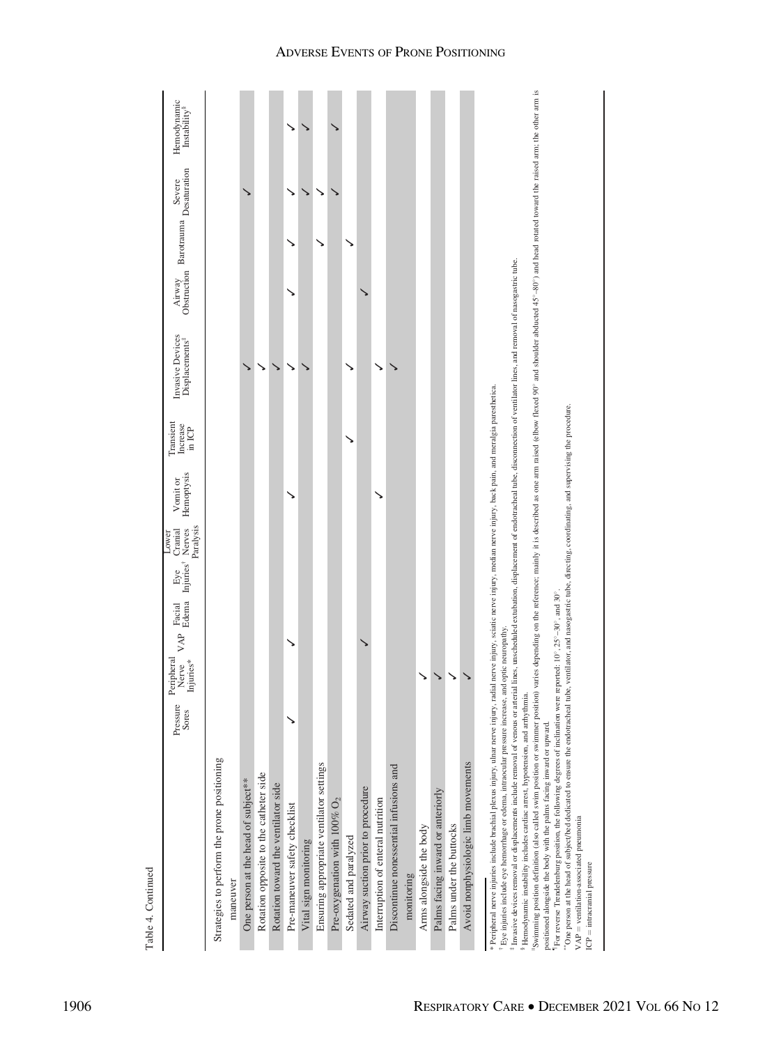Table 4. Continued

| | Pressure Sores | Peripheral Nerve Injuries* | VAP | Facial Edema | Eye Injuries† | Lower Cranial Nerves Paralysis | Vomit or Hemoptysis | Transient Increase in ICP | Invasive Devices Displacements‡ | Airway Obstruction | Barotrauma | Severe Desaturation | Hemodynamic Instability§ |
|---|---|---|---|---|---|---|---|---|---|---|---|---|---|
| Strategies to perform the prone positioning maneuver | | | | | | | | | | | | | |
| One person at the head of subject** | | | | | | | | | ✓ | | | ✓ | |
| Rotation opposite to the catheter side | | | | | | | | | ✓ | | | | |
| Rotation toward the ventilator side | | | | | | | | | ✓ | | | | |
| Pre-maneuver safety checklist | ✓ | | ✓ | | | | ✓ | | ✓ | ✓ | ✓ | ✓ | ✓ |
| Vital sign monitoring | | | | | | | | | ✓ | | | ✓ | ✓ |
| Ensuring appropriate ventilator settings | | | | | | | | | | | ✓ | ✓ | |
| Pre-oxygenation with 100% $O_2$ | | | | | | | | | | | | ✓ | ✓ |
| Sedated and paralyzed | | | | | | | | ✓ | ✓ | | ✓ | | |
| Airway suction prior to procedure | | | ✓ | | | | | | | ✓ | | | |
| Interruption of enteral nutrition | | | | | | | ✓ | | ✓ | | | | |
| Discontinue nonessential infusions and monitoring | | | | | | | | | ✓ | | | | |
| Arms alongside the body | | ✓ | | | | | | | | | | | |
| Palms facing inward or anteriorly | | ✓ | | | | | | | | | | | |
| Palms under the buttocks | | ✓ | | | | | | | | | | | |
| Avoid nonphysiologic limb movements | | ✓ | | | | | | | | | | | |

\* Peripheral nerve injuries include brachial plexus injury, ulnar nerve injury, radial nerve injury, sciatic nerve injury, median nerve injury, back pain, and meralgia paresthetica.
† Eye injuries include eye hemorrhage or edema, intraocular pressure increase, and optic neuropathy.
‡ Invasive devices removal or displacements include removal of venous or arterial lines, unscheduled extubation, displacement of endotracheal tube, disconnection of ventilator lines, and removal of nasogastric tube.
§ Hemodynamic instability includes cardiac arrest, hypotension, and arrhythmia.
‖ Swimming position definition (also called swim position or swimmer position) varies depending on the reference; mainly it is described as one arm raised (elbow flexed 90° and shoulder abducted 45°–80°) and head rotated toward the raised arm; the other arm is positioned alongside the body with the palms facing inward or upward.
¶ For reverse Trendelenburg position, the following degrees of inclination were reported: 10°, 25°–30°, and 30°.
\*\* One person at the head of subject/bed dedicated to ensure the endotracheal tube, ventilator, and nasogastric tube, directing, coordinating, and supervising the procedure.
VAP = ventilation-associated pneumonia
ICP = intracranial pressure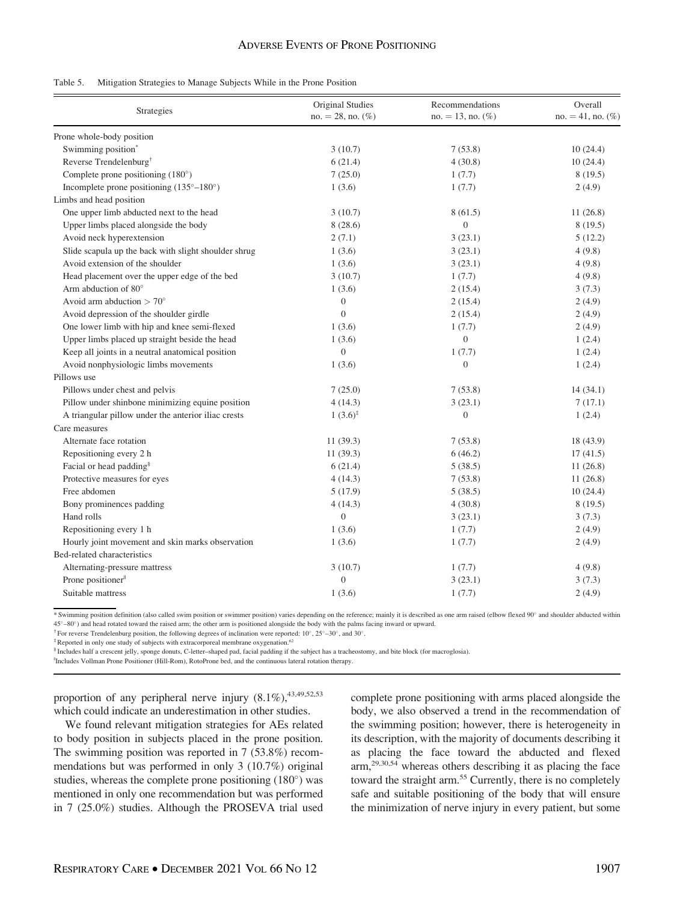Table 5. Mitigation Strategies to Manage Subjects While in the Prone Position

| Strategies | Original Studies no. = 28, no. (%) | Recommendations no. = 13, no. (%) | Overall no. = 41, no. (%) |
|---|---|---|---|
| Prone whole-body position | | | |
| Swimming position* | 3 (10.7) | 7 (53.8) | 10 (24.4) |
| Reverse Trendelenburg† | 6 (21.4) | 4 (30.8) | 10 (24.4) |
| Complete prone positioning (180°) | 7 (25.0) | 1 (7.7) | 8 (19.5) |
| Incomplete prone positioning (135°–180°) | 1 (3.6) | 1 (7.7) | 2 (4.9) |
| Limbs and head position | | | |
| One upper limb abducted next to the head | 3 (10.7) | 8 (61.5) | 11 (26.8) |
| Upper limbs placed alongside the body | 8 (28.6) | 0 | 8 (19.5) |
| Avoid neck hyperextension | 2 (7.1) | 3 (23.1) | 5 (12.2) |
| Slide scapula up the back with slight shoulder shrug | 1 (3.6) | 3 (23.1) | 4 (9.8) |
| Avoid extension of the shoulder | 1 (3.6) | 3 (23.1) | 4 (9.8) |
| Head placement over the upper edge of the bed | 3 (10.7) | 1 (7.7) | 4 (9.8) |
| Arm abduction of 80° | 1 (3.6) | 2 (15.4) | 3 (7.3) |
| Avoid arm abduction > 70° | 0 | 2 (15.4) | 2 (4.9) |
| Avoid depression of the shoulder girdle | 0 | 2 (15.4) | 2 (4.9) |
| One lower limb with hip and knee semi-flexed | 1 (3.6) | 1 (7.7) | 2 (4.9) |
| Upper limbs placed up straight beside the head | 1 (3.6) | 0 | 1 (2.4) |
| Keep all joints in a neutral anatomical position | 0 | 1 (7.7) | 1 (2.4) |
| Avoid nonphysiologic limbs movements | 1 (3.6) | 0 | 1 (2.4) |
| Pillows use | | | |
| Pillows under chest and pelvis | 7 (25.0) | 7 (53.8) | 14 (34.1) |
| Pillow under shinbone minimizing equine position | 4 (14.3) | 3 (23.1) | 7 (17.1) |
| A triangular pillow under the anterior iliac crests | 1 (3.6)‡ | 0 | 1 (2.4) |
| Care measures | | | |
| Alternate face rotation | 11 (39.3) | 7 (53.8) | 18 (43.9) |
| Repositioning every 2 h | 11 (39.3) | 6 (46.2) | 17 (41.5) |
| Facial or head padding§ | 6 (21.4) | 5 (38.5) | 11 (26.8) |
| Protective measures for eyes | 4 (14.3) | 7 (53.8) | 11 (26.8) |
| Free abdomen | 5 (17.9) | 5 (38.5) | 10 (24.4) |
| Bony prominences padding | 4 (14.3) | 4 (30.8) | 8 (19.5) |
| Hand rolls | 0 | 3 (23.1) | 3 (7.3) |
| Repositioning every 1 h | 1 (3.6) | 1 (7.7) | 2 (4.9) |
| Hourly joint movement and skin marks observation | 1 (3.6) | 1 (7.7) | 2 (4.9) |
| Bed-related characteristics | | | |
| Alternating-pressure mattress | 3 (10.7) | 1 (7.7) | 4 (9.8) |
| Prone positioner‖ | 0 | 3 (23.1) | 3 (7.3) |
| Suitable mattress | 1 (3.6) | 1 (7.7) | 2 (4.9) |

* Swimming position definition (also called swim position or swimmer position) varies depending on the reference; mainly it is described as one arm raised (elbow flexed 90° and shoulder abducted within 45°–80°) and head rotated toward the raised arm; the other arm is positioned alongside the body with the palms facing inward or upward.

† For reverse Trendelenburg position, the following degrees of inclination were reported: 10°, 25°–30°, and 30°.

‡ Reported in only one study of subjects with extracorporeal membrane oxygenation.[62]

§ Includes half a crescent jelly, sponge donuts, C-letter–shaped pad, facial padding if the subject has a tracheostomy, and bite block (for macroglosia).

‖ Includes Vollman Prone Positioner (Hill-Rom), RotoProne bed, and the continuous lateral rotation therapy.

proportion of any peripheral nerve injury (8.1%),[43,49,52,53] which could indicate an underestimation in other studies.

We found relevant mitigation strategies for AEs related to body position in subjects placed in the prone position. The swimming position was reported in 7 (53.8%) recommendations but was performed in only 3 (10.7%) original studies, whereas the complete prone positioning (180°) was mentioned in only one recommendation but was performed in 7 (25.0%) studies. Although the PROSEVA trial used complete prone positioning with arms placed alongside the body, we also observed a trend in the recommendation of the swimming position; however, there is heterogeneity in its description, with the majority of documents describing it as placing the face toward the abducted and flexed arm,[29,30,54] whereas others describing it as placing the face toward the straight arm.[55] Currently, there is no completely safe and suitable positioning of the body that will ensure the minimization of nerve injury in every patient, but some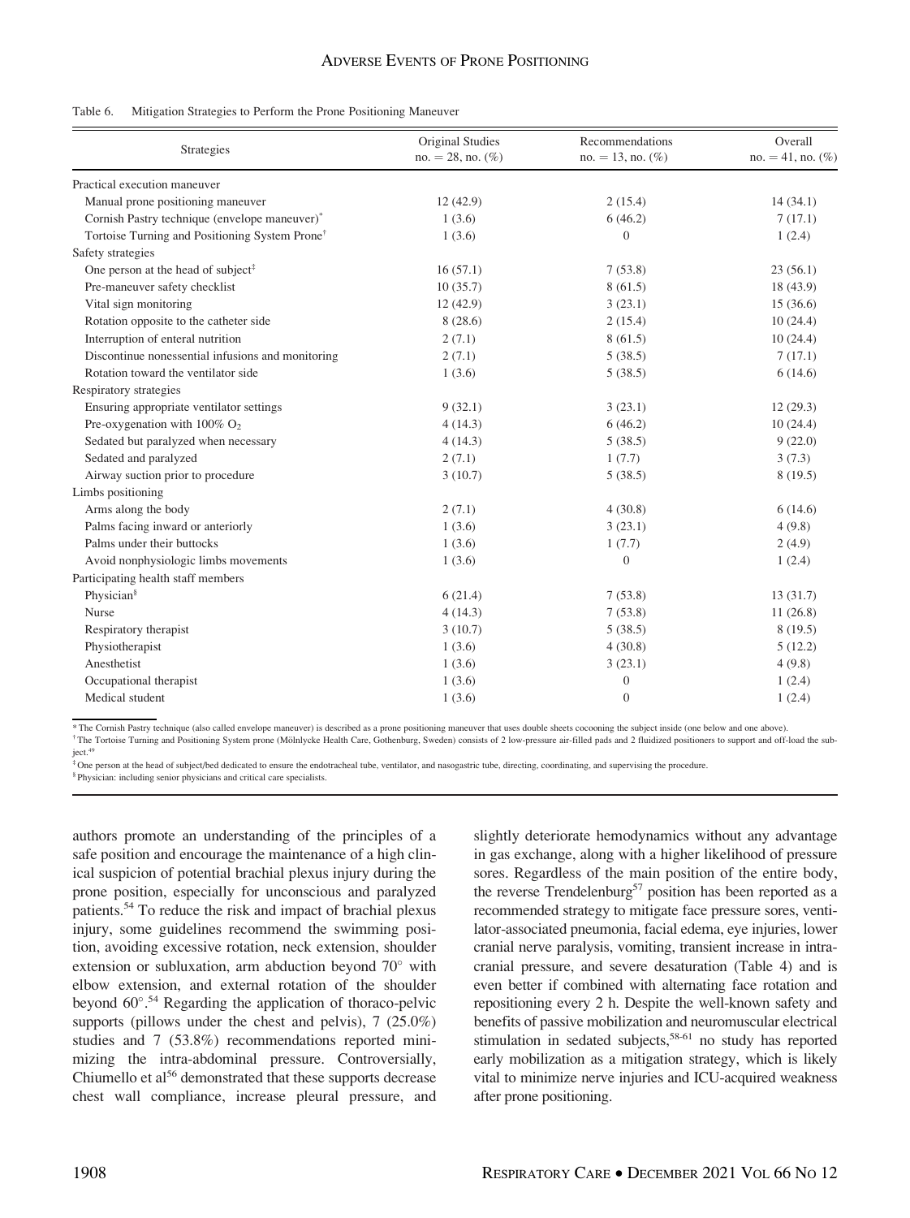Table 6. Mitigation Strategies to Perform the Prone Positioning Maneuver

| Strategies | Original Studies no. = 28, no. (%) | Recommendations no. = 13, no. (%) | Overall no. = 41, no. (%) |
|---|---|---|---|
| Practical execution maneuver | | | |
| Manual prone positioning maneuver | 12 (42.9) | 2 (15.4) | 14 (34.1) |
| Cornish Pastry technique (envelope maneuver)* | 1 (3.6) | 6 (46.2) | 7 (17.1) |
| Tortoise Turning and Positioning System Prone† | 1 (3.6) | 0 | 1 (2.4) |
| Safety strategies | | | |
| One person at the head of subject‡ | 16 (57.1) | 7 (53.8) | 23 (56.1) |
| Pre-maneuver safety checklist | 10 (35.7) | 8 (61.5) | 18 (43.9) |
| Vital sign monitoring | 12 (42.9) | 3 (23.1) | 15 (36.6) |
| Rotation opposite to the catheter side | 8 (28.6) | 2 (15.4) | 10 (24.4) |
| Interruption of enteral nutrition | 2 (7.1) | 8 (61.5) | 10 (24.4) |
| Discontinue nonessential infusions and monitoring | 2 (7.1) | 5 (38.5) | 7 (17.1) |
| Rotation toward the ventilator side | 1 (3.6) | 5 (38.5) | 6 (14.6) |
| Respiratory strategies | | | |
| Ensuring appropriate ventilator settings | 9 (32.1) | 3 (23.1) | 12 (29.3) |
| Pre-oxygenation with 100% $O_2$ | 4 (14.3) | 6 (46.2) | 10 (24.4) |
| Sedated but paralyzed when necessary | 4 (14.3) | 5 (38.5) | 9 (22.0) |
| Sedated and paralyzed | 2 (7.1) | 1 (7.7) | 3 (7.3) |
| Airway suction prior to procedure | 3 (10.7) | 5 (38.5) | 8 (19.5) |
| Limbs positioning | | | |
| Arms along the body | 2 (7.1) | 4 (30.8) | 6 (14.6) |
| Palms facing inward or anteriorly | 1 (3.6) | 3 (23.1) | 4 (9.8) |
| Palms under their buttocks | 1 (3.6) | 1 (7.7) | 2 (4.9) |
| Avoid nonphysiologic limbs movements | 1 (3.6) | 0 | 1 (2.4) |
| Participating health staff members | | | |
| Physician§ | 6 (21.4) | 7 (53.8) | 13 (31.7) |
| Nurse | 4 (14.3) | 7 (53.8) | 11 (26.8) |
| Respiratory therapist | 3 (10.7) | 5 (38.5) | 8 (19.5) |
| Physiotherapist | 1 (3.6) | 4 (30.8) | 5 (12.2) |
| Anesthetist | 1 (3.6) | 3 (23.1) | 4 (9.8) |
| Occupational therapist | 1 (3.6) | 0 | 1 (2.4) |
| Medical student | 1 (3.6) | 0 | 1 (2.4) |

* The Cornish Pastry technique (also called envelope maneuver) is described as a prone positioning maneuver that uses double sheets cocooning the subject inside (one below and one above).
† The Tortoise Turning and Positioning System prone (Mölnlycke Health Care, Gothenburg, Sweden) consists of 2 low-pressure air-filled pads and 2 fluidized positioners to support and off-load the subject.[49]
‡ One person at the head of subject/bed dedicated to ensure the endotracheal tube, ventilator, and nasogastric tube, directing, coordinating, and supervising the procedure.
§ Physician: including senior physicians and critical care specialists.

authors promote an understanding of the principles of a safe position and encourage the maintenance of a high clinical suspicion of potential brachial plexus injury during the prone position, especially for unconscious and paralyzed patients.[54] To reduce the risk and impact of brachial plexus injury, some guidelines recommend the swimming position, avoiding excessive rotation, neck extension, shoulder extension or subluxation, arm abduction beyond 70° with elbow extension, and external rotation of the shoulder beyond 60°.[54] Regarding the application of thoraco-pelvic supports (pillows under the chest and pelvis), 7 (25.0%) studies and 7 (53.8%) recommendations reported minimizing the intra-abdominal pressure. Controversially, Chiumello et al[56] demonstrated that these supports decrease chest wall compliance, increase pleural pressure, and slightly deteriorate hemodynamics without any advantage in gas exchange, along with a higher likelihood of pressure sores. Regardless of the main position of the entire body, the reverse Trendelenburg[57] position has been reported as a recommended strategy to mitigate face pressure sores, ventilator-associated pneumonia, facial edema, eye injuries, lower cranial nerve paralysis, vomiting, transient increase in intracranial pressure, and severe desaturation (Table 4) and is even better if combined with alternating face rotation and repositioning every 2 h. Despite the well-known safety and benefits of passive mobilization and neuromuscular electrical stimulation in sedated subjects,[58-61] no study has reported early mobilization as a mitigation strategy, which is likely vital to minimize nerve injuries and ICU-acquired weakness after prone positioning.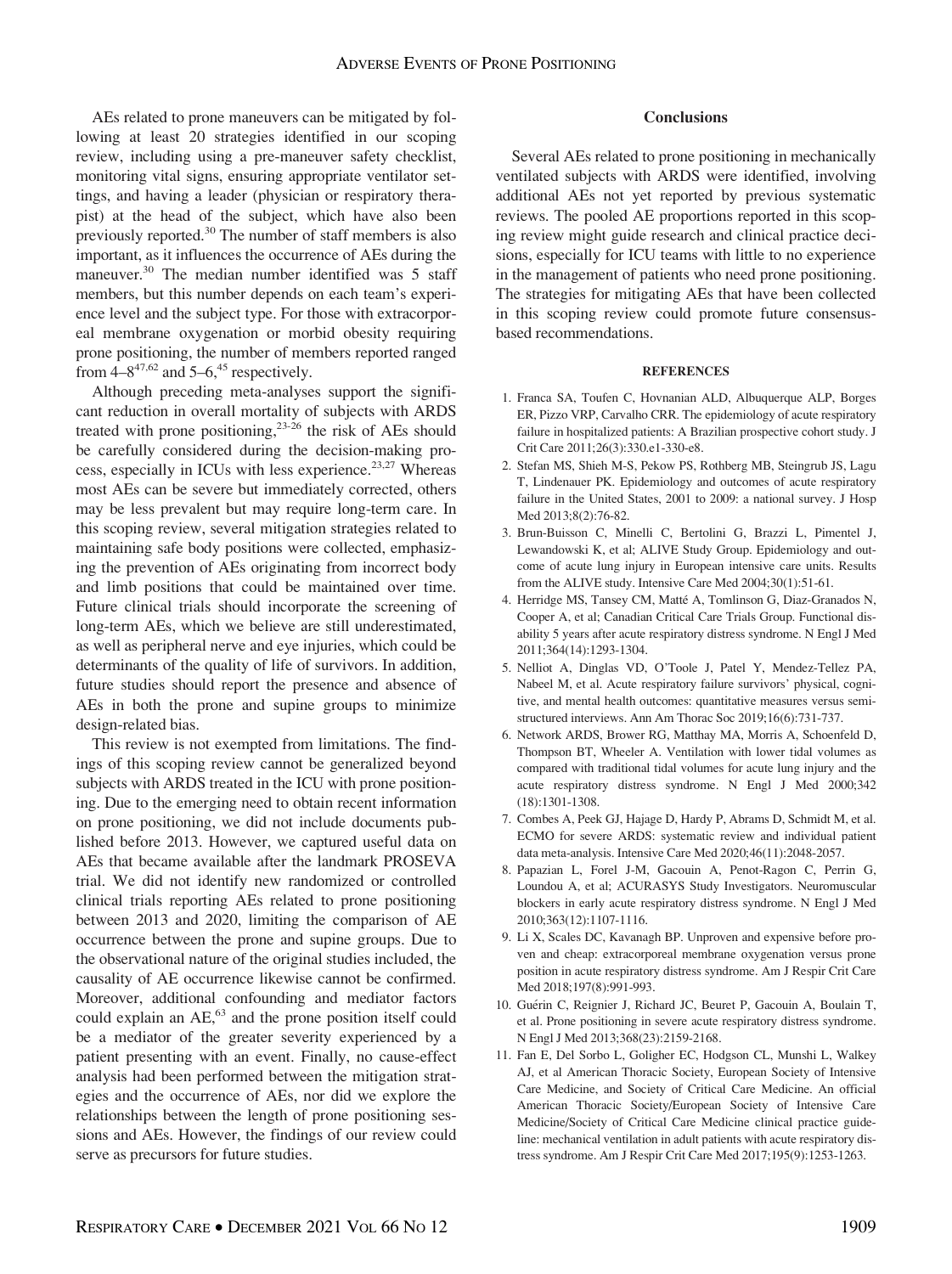AEs related to prone maneuvers can be mitigated by following at least 20 strategies identified in our scoping review, including using a pre-maneuver safety checklist, monitoring vital signs, ensuring appropriate ventilator settings, and having a leader (physician or respiratory therapist) at the head of the subject, which have also been previously reported.[30] The number of staff members is also important, as it influences the occurrence of AEs during the maneuver.[30] The median number identified was 5 staff members, but this number depends on each team's experience level and the subject type. For those with extracorporeal membrane oxygenation or morbid obesity requiring prone positioning, the number of members reported ranged from 4–8[47,62] and 5–6,[45] respectively.

Although preceding meta-analyses support the significant reduction in overall mortality of subjects with ARDS treated with prone positioning,[23-26] the risk of AEs should be carefully considered during the decision-making process, especially in ICUs with less experience.[23,27] Whereas most AEs can be severe but immediately corrected, others may be less prevalent but may require long-term care. In this scoping review, several mitigation strategies related to maintaining safe body positions were collected, emphasizing the prevention of AEs originating from incorrect body and limb positions that could be maintained over time. Future clinical trials should incorporate the screening of long-term AEs, which we believe are still underestimated, as well as peripheral nerve and eye injuries, which could be determinants of the quality of life of survivors. In addition, future studies should report the presence and absence of AEs in both the prone and supine groups to minimize design-related bias.

This review is not exempted from limitations. The findings of this scoping review cannot be generalized beyond subjects with ARDS treated in the ICU with prone positioning. Due to the emerging need to obtain recent information on prone positioning, we did not include documents published before 2013. However, we captured useful data on AEs that became available after the landmark PROSEVA trial. We did not identify new randomized or controlled clinical trials reporting AEs related to prone positioning between 2013 and 2020, limiting the comparison of AE occurrence between the prone and supine groups. Due to the observational nature of the original studies included, the causality of AE occurrence likewise cannot be confirmed. Moreover, additional confounding and mediator factors could explain an AE,[63] and the prone position itself could be a mediator of the greater severity experienced by a patient presenting with an event. Finally, no cause-effect analysis had been performed between the mitigation strategies and the occurrence of AEs, nor did we explore the relationships between the length of prone positioning sessions and AEs. However, the findings of our review could serve as precursors for future studies.

## Conclusions

Several AEs related to prone positioning in mechanically ventilated subjects with ARDS were identified, involving additional AEs not yet reported by previous systematic reviews. The pooled AE proportions reported in this scoping review might guide research and clinical practice decisions, especially for ICU teams with little to no experience in the management of patients who need prone positioning. The strategies for mitigating AEs that have been collected in this scoping review could promote future consensus-based recommendations.

#### REFERENCES

1. Franca SA, Toufen C, Hovnanian ALD, Albuquerque ALP, Borges ER, Pizzo VRP, Carvalho CRR. The epidemiology of acute respiratory failure in hospitalized patients: A Brazilian prospective cohort study. J Crit Care 2011;26(3):330.e1-330-e8.
2. Stefan MS, Shieh M-S, Pekow PS, Rothberg MB, Steingrub JS, Lagu T, Lindenauer PK. Epidemiology and outcomes of acute respiratory failure in the United States, 2001 to 2009: a national survey. J Hosp Med 2013;8(2):76-82.
3. Brun-Buisson C, Minelli C, Bertolini G, Brazzi L, Pimentel J, Lewandowski K, et al; ALIVE Study Group. Epidemiology and outcome of acute lung injury in European intensive care units. Results from the ALIVE study. Intensive Care Med 2004;30(1):51-61.
4. Herridge MS, Tansey CM, Matté A, Tomlinson G, Diaz-Granados N, Cooper A, et al; Canadian Critical Care Trials Group. Functional disability 5 years after acute respiratory distress syndrome. N Engl J Med 2011;364(14):1293-1304.
5. Nelliot A, Dinglas VD, O'Toole J, Patel Y, Mendez-Tellez PA, Nabeel M, et al. Acute respiratory failure survivors' physical, cognitive, and mental health outcomes: quantitative measures versus semistructured interviews. Ann Am Thorac Soc 2019;16(6):731-737.
6. Network ARDS, Brower RG, Matthay MA, Morris A, Schoenfeld D, Thompson BT, Wheeler A. Ventilation with lower tidal volumes as compared with traditional tidal volumes for acute lung injury and the acute respiratory distress syndrome. N Engl J Med 2000;342 (18):1301-1308.
7. Combes A, Peek GJ, Hajage D, Hardy P, Abrams D, Schmidt M, et al. ECMO for severe ARDS: systematic review and individual patient data meta-analysis. Intensive Care Med 2020;46(11):2048-2057.
8. Papazian L, Forel J-M, Gacouin A, Penot-Ragon C, Perrin G, Loundou A, et al; ACURASYS Study Investigators. Neuromuscular blockers in early acute respiratory distress syndrome. N Engl J Med 2010;363(12):1107-1116.
9. Li X, Scales DC, Kavanagh BP. Unproven and expensive before proven and cheap: extracorporeal membrane oxygenation versus prone position in acute respiratory distress syndrome. Am J Respir Crit Care Med 2018;197(8):991-993.
10. Guérin C, Reignier J, Richard JC, Beuret P, Gacouin A, Boulain T, et al. Prone positioning in severe acute respiratory distress syndrome. N Engl J Med 2013;368(23):2159-2168.
11. Fan E, Del Sorbo L, Goligher EC, Hodgson CL, Munshi L, Walkey AJ, et al American Thoracic Society, European Society of Intensive Care Medicine, and Society of Critical Care Medicine. An official American Thoracic Society/European Society of Intensive Care Medicine/Society of Critical Care Medicine clinical practice guideline: mechanical ventilation in adult patients with acute respiratory distress syndrome. Am J Respir Crit Care Med 2017;195(9):1253-1263.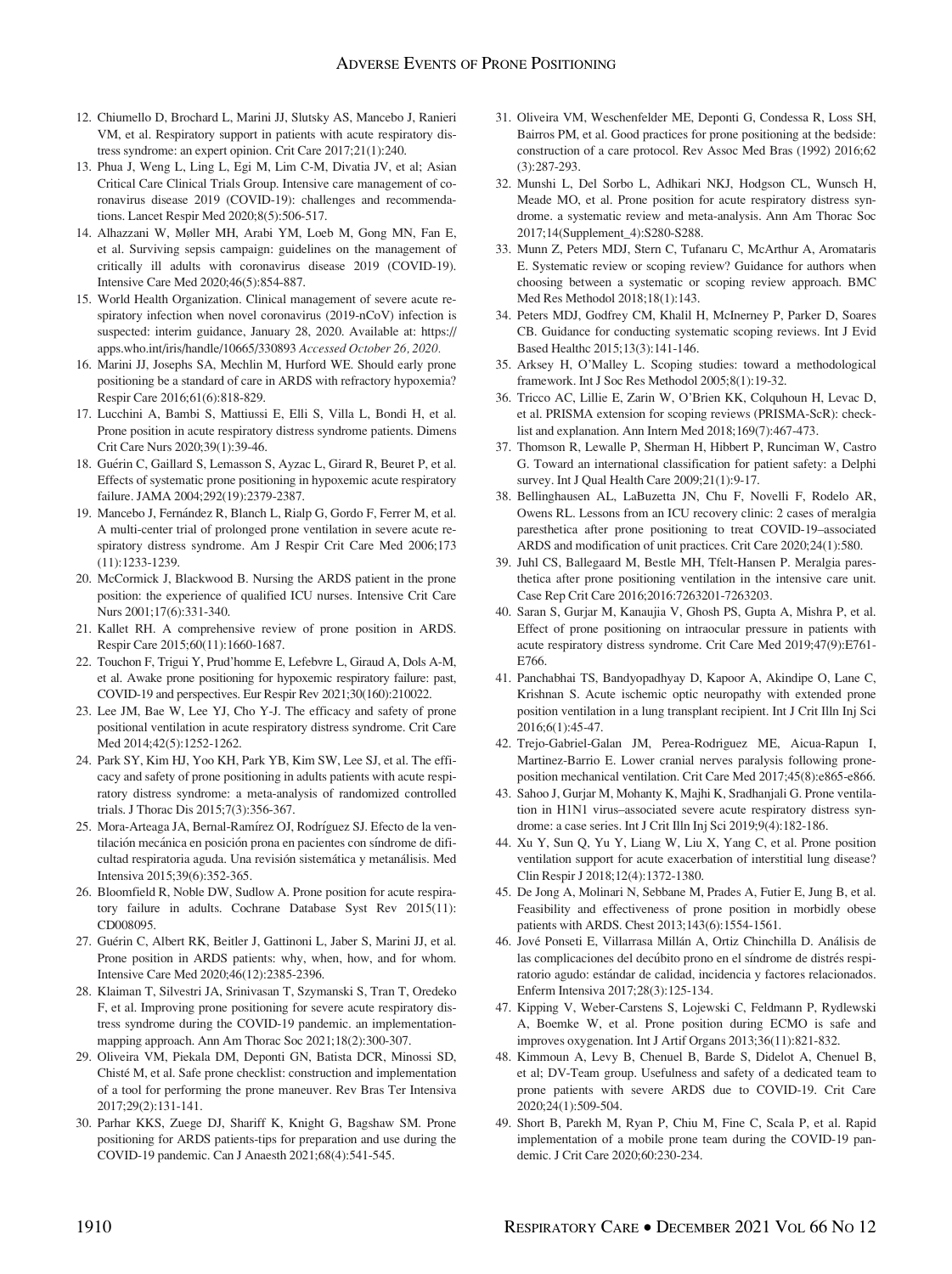12. Chiumello D, Brochard L, Marini JJ, Slutsky AS, Mancebo J, Ranieri VM, et al. Respiratory support in patients with acute respiratory distress syndrome: an expert opinion. Crit Care 2017;21(1):240.
13. Phua J, Weng L, Ling L, Egi M, Lim C-M, Divatia JV, et al; Asian Critical Care Clinical Trials Group. Intensive care management of coronavirus disease 2019 (COVID-19): challenges and recommendations. Lancet Respir Med 2020;8(5):506-517.
14. Alhazzani W, Møller MH, Arabi YM, Loeb M, Gong MN, Fan E, et al. Surviving sepsis campaign: guidelines on the management of critically ill adults with coronavirus disease 2019 (COVID-19). Intensive Care Med 2020;46(5):854-887.
15. World Health Organization. Clinical management of severe acute respiratory infection when novel coronavirus (2019-nCoV) infection is suspected: interim guidance, January 28, 2020. Available at: https://apps.who.int/iris/handle/10665/330893 *Accessed October 26, 2020.*
16. Marini JJ, Josephs SA, Mechlin M, Hurford WE. Should early prone positioning be a standard of care in ARDS with refractory hypoxemia? Respir Care 2016;61(6):818-829.
17. Lucchini A, Bambi S, Mattiussi E, Elli S, Villa L, Bondi H, et al. Prone position in acute respiratory distress syndrome patients. Dimens Crit Care Nurs 2020;39(1):39-46.
18. Guérin C, Gaillard S, Lemasson S, Ayzac L, Girard R, Beuret P, et al. Effects of systematic prone positioning in hypoxemic acute respiratory failure. JAMA 2004;292(19):2379-2387.
19. Mancebo J, Fernández R, Blanch L, Rialp G, Gordo F, Ferrer M, et al. A multi-center trial of prolonged prone ventilation in severe acute respiratory distress syndrome. Am J Respir Crit Care Med 2006;173(11):1233-1239.
20. McCormick J, Blackwood B. Nursing the ARDS patient in the prone position: the experience of qualified ICU nurses. Intensive Crit Care Nurs 2001;17(6):331-340.
21. Kallet RH. A comprehensive review of prone position in ARDS. Respir Care 2015;60(11):1660-1687.
22. Touchon F, Trigui Y, Prud'homme E, Lefebvre L, Giraud A, Dols A-M, et al. Awake prone positioning for hypoxemic respiratory failure: past, COVID-19 and perspectives. Eur Respir Rev 2021;30(160):210022.
23. Lee JM, Bae W, Lee YJ, Cho Y-J. The efficacy and safety of prone positional ventilation in acute respiratory distress syndrome. Crit Care Med 2014;42(5):1252-1262.
24. Park SY, Kim HJ, Yoo KH, Park YB, Kim SW, Lee SJ, et al. The efficacy and safety of prone positioning in adults patients with acute respiratory distress syndrome: a meta-analysis of randomized controlled trials. J Thorac Dis 2015;7(3):356-367.
25. Mora-Arteaga JA, Bernal-Ramírez OJ, Rodríguez SJ. Efecto de la ventilación mecánica en posición prona en pacientes con síndrome de dificultad respiratoria aguda. Una revisión sistemática y metanálisis. Med Intensiva 2015;39(6):352-365.
26. Bloomfield R, Noble DW, Sudlow A. Prone position for acute respiratory failure in adults. Cochrane Database Syst Rev 2015(11):CD008095.
27. Guérin C, Albert RK, Beitler J, Gattinoni L, Jaber S, Marini JJ, et al. Prone position in ARDS patients: why, when, how, and for whom. Intensive Care Med 2020;46(12):2385-2396.
28. Klaiman T, Silvestri JA, Srinivasan T, Szymanski S, Tran T, Oredeko F, et al. Improving prone positioning for severe acute respiratory distress syndrome during the COVID-19 pandemic. an implementation-mapping approach. Ann Am Thorac Soc 2021;18(2):300-307.
29. Oliveira VM, Piekala DM, Deponti GN, Batista DCR, Minossi SD, Chisté M, et al. Safe prone checklist: construction and implementation of a tool for performing the prone maneuver. Rev Bras Ter Intensiva 2017;29(2):131-141.
30. Parhar KKS, Zuege DJ, Shariff K, Knight G, Bagshaw SM. Prone positioning for ARDS patients-tips for preparation and use during the COVID-19 pandemic. Can J Anaesth 2021;68(4):541-545.
31. Oliveira VM, Weschenfelder ME, Deponti G, Condessa R, Loss SH, Bairros PM, et al. Good practices for prone positioning at the bedside: construction of a care protocol. Rev Assoc Med Bras (1992) 2016;62(3):287-293.
32. Munshi L, Del Sorbo L, Adhikari NKJ, Hodgson CL, Wunsch H, Meade MO, et al. Prone position for acute respiratory distress syndrome. a systematic review and meta-analysis. Ann Am Thorac Soc 2017;14(Supplement_4):S280-S288.
33. Munn Z, Peters MDJ, Stern C, Tufanaru C, McArthur A, Aromataris E. Systematic review or scoping review? Guidance for authors when choosing between a systematic or scoping review approach. BMC Med Res Methodol 2018;18(1):143.
34. Peters MDJ, Godfrey CM, Khalil H, McInerney P, Parker D, Soares CB. Guidance for conducting systematic scoping reviews. Int J Evid Based Healthc 2015;13(3):141-146.
35. Arksey H, O'Malley L. Scoping studies: toward a methodological framework. Int J Soc Res Methodol 2005;8(1):19-32.
36. Tricco AC, Lillie E, Zarin W, O'Brien KK, Colquhoun H, Levac D, et al. PRISMA extension for scoping reviews (PRISMA-ScR): checklist and explanation. Ann Intern Med 2018;169(7):467-473.
37. Thomson R, Lewalle P, Sherman H, Hibbert P, Runciman W, Castro G. Toward an international classification for patient safety: a Delphi survey. Int J Qual Health Care 2009;21(1):9-17.
38. Bellinghausen AL, LaBuzetta JN, Chu F, Novelli F, Rodelo AR, Owens RL. Lessons from an ICU recovery clinic: 2 cases of meralgia paresthetica after prone positioning to treat COVID-19–associated ARDS and modification of unit practices. Crit Care 2020;24(1):580.
39. Juhl CS, Ballegaard M, Bestle MH, Tfelt-Hansen P. Meralgia paresthetica after prone positioning ventilation in the intensive care unit. Case Rep Crit Care 2016;2016:7263201-7263203.
40. Saran S, Gurjar M, Kanaujia V, Ghosh PS, Gupta A, Mishra P, et al. Effect of prone positioning on intraocular pressure in patients with acute respiratory distress syndrome. Crit Care Med 2019;47(9):E761-E766.
41. Panchabhai TS, Bandyopadhyay D, Kapoor A, Akindipe O, Lane C, Krishnan S. Acute ischemic optic neuropathy with extended prone position ventilation in a lung transplant recipient. Int J Crit Illn Inj Sci 2016;6(1):45-47.
42. Trejo-Gabriel-Galan JM, Perea-Rodriguez ME, Aicua-Rapun I, Martinez-Barrio E. Lower cranial nerves paralysis following prone-position mechanical ventilation. Crit Care Med 2017;45(8):e865-e866.
43. Sahoo J, Gurjar M, Mohanty K, Majhi K, Sradhanjali G. Prone ventilation in H1N1 virus–associated severe acute respiratory distress syndrome: a case series. Int J Crit Illn Inj Sci 2019;9(4):182-186.
44. Xu Y, Sun Q, Yu Y, Liang W, Liu X, Yang C, et al. Prone position ventilation support for acute exacerbation of interstitial lung disease? Clin Respir J 2018;12(4):1372-1380.
45. De Jong A, Molinari N, Sebbane M, Prades A, Futier E, Jung B, et al. Feasibility and effectiveness of prone position in morbidly obese patients with ARDS. Chest 2013;143(6):1554-1561.
46. Jové Ponseti E, Villarrasa Millán A, Ortiz Chinchilla D. Análisis de las complicaciones del decúbito prono en el síndrome de distrés respiratorio agudo: estándar de calidad, incidencia y factores relacionados. Enferm Intensiva 2017;28(3):125-134.
47. Kipping V, Weber-Carstens S, Lojewski C, Feldmann P, Rydlewski A, Boemke W, et al. Prone position during ECMO is safe and improves oxygenation. Int J Artif Organs 2013;36(11):821-832.
48. Kimmoun A, Levy B, Chenuel B, Barde S, Didelot A, Chenuel B, et al; DV-Team group. Usefulness and safety of a dedicated team to prone patients with severe ARDS due to COVID-19. Crit Care 2020;24(1):509-504.
49. Short B, Parekh M, Ryan P, Chiu M, Fine C, Scala P, et al. Rapid implementation of a mobile prone team during the COVID-19 pandemic. J Crit Care 2020;60:230-234.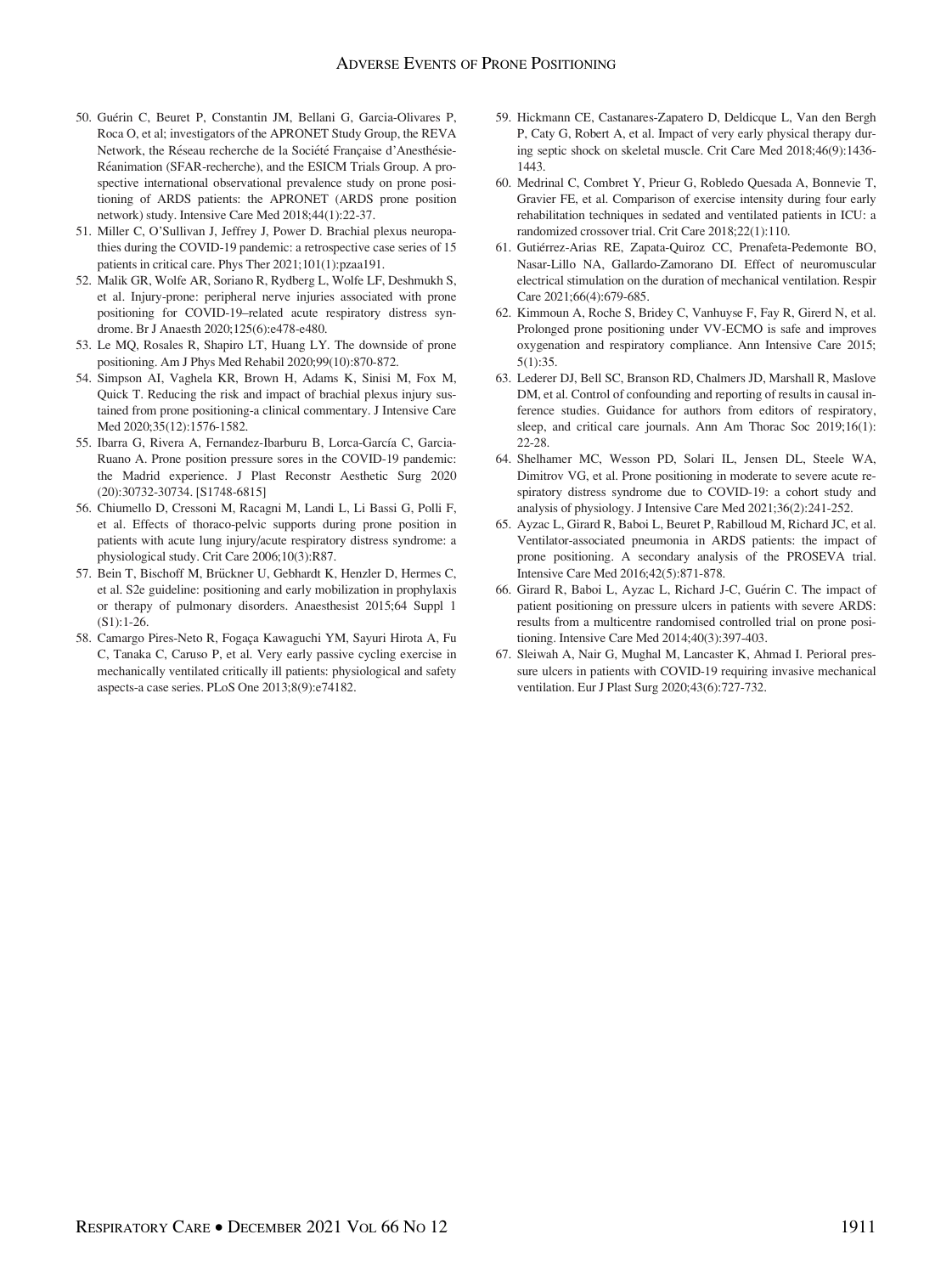50. Guérin C, Beuret P, Constantin JM, Bellani G, Garcia-Olivares P, Roca O, et al; investigators of the APRONET Study Group, the REVA Network, the Réseau recherche de la Société Française d'Anesthésie-Réanimation (SFAR-recherche), and the ESICM Trials Group. A prospective international observational prevalence study on prone positioning of ARDS patients: the APRONET (ARDS prone position network) study. Intensive Care Med 2018;44(1):22-37.
51. Miller C, O'Sullivan J, Jeffrey J, Power D. Brachial plexus neuropathies during the COVID-19 pandemic: a retrospective case series of 15 patients in critical care. Phys Ther 2021;101(1):pzaa191.
52. Malik GR, Wolfe AR, Soriano R, Rydberg L, Wolfe LF, Deshmukh S, et al. Injury-prone: peripheral nerve injuries associated with prone positioning for COVID-19–related acute respiratory distress syndrome. Br J Anaesth 2020;125(6):e478-e480.
53. Le MQ, Rosales R, Shapiro LT, Huang LY. The downside of prone positioning. Am J Phys Med Rehabil 2020;99(10):870-872.
54. Simpson AI, Vaghela KR, Brown H, Adams K, Sinisi M, Fox M, Quick T. Reducing the risk and impact of brachial plexus injury sustained from prone positioning-a clinical commentary. J Intensive Care Med 2020;35(12):1576-1582.
55. Ibarra G, Rivera A, Fernandez-Ibarburu B, Lorca-García C, Garcia-Ruano A. Prone position pressure sores in the COVID-19 pandemic: the Madrid experience. J Plast Reconstr Aesthetic Surg 2020 (20):30732-30734. [S1748-6815]
56. Chiumello D, Cressoni M, Racagni M, Landi L, Li Bassi G, Polli F, et al. Effects of thoraco-pelvic supports during prone position in patients with acute lung injury/acute respiratory distress syndrome: a physiological study. Crit Care 2006;10(3):R87.
57. Bein T, Bischoff M, Brückner U, Gebhardt K, Henzler D, Hermes C, et al. S2e guideline: positioning and early mobilization in prophylaxis or therapy of pulmonary disorders. Anaesthesist 2015;64 Suppl 1 (S1):1-26.
58. Camargo Pires-Neto R, Fogaça Kawaguchi YM, Sayuri Hirota A, Fu C, Tanaka C, Caruso P, et al. Very early passive cycling exercise in mechanically ventilated critically ill patients: physiological and safety aspects-a case series. PLoS One 2013;8(9):e74182.
59. Hickmann CE, Castanares-Zapatero D, Deldicque L, Van den Bergh P, Caty G, Robert A, et al. Impact of very early physical therapy during septic shock on skeletal muscle. Crit Care Med 2018;46(9):1436-1443.
60. Medrinal C, Combret Y, Prieur G, Robledo Quesada A, Bonnevie T, Gravier FE, et al. Comparison of exercise intensity during four early rehabilitation techniques in sedated and ventilated patients in ICU: a randomized crossover trial. Crit Care 2018;22(1):110.
61. Gutiérrez-Arias RE, Zapata-Quiroz CC, Prenafeta-Pedemonte BO, Nasar-Lillo NA, Gallardo-Zamorano DI. Effect of neuromuscular electrical stimulation on the duration of mechanical ventilation. Respir Care 2021;66(4):679-685.
62. Kimmoun A, Roche S, Bridey C, Vanhuyse F, Fay R, Girerd N, et al. Prolonged prone positioning under VV-ECMO is safe and improves oxygenation and respiratory compliance. Ann Intensive Care 2015; 5(1):35.
63. Lederer DJ, Bell SC, Branson RD, Chalmers JD, Marshall R, Maslove DM, et al. Control of confounding and reporting of results in causal inference studies. Guidance for authors from editors of respiratory, sleep, and critical care journals. Ann Am Thorac Soc 2019;16(1): 22-28.
64. Shelhamer MC, Wesson PD, Solari IL, Jensen DL, Steele WA, Dimitrov VG, et al. Prone positioning in moderate to severe acute respiratory distress syndrome due to COVID-19: a cohort study and analysis of physiology. J Intensive Care Med 2021;36(2):241-252.
65. Ayzac L, Girard R, Baboi L, Beuret P, Rabilloud M, Richard JC, et al. Ventilator-associated pneumonia in ARDS patients: the impact of prone positioning. A secondary analysis of the PROSEVA trial. Intensive Care Med 2016;42(5):871-878.
66. Girard R, Baboi L, Ayzac L, Richard J-C, Guérin C. The impact of patient positioning on pressure ulcers in patients with severe ARDS: results from a multicentre randomised controlled trial on prone positioning. Intensive Care Med 2014;40(3):397-403.
67. Sleiwah A, Nair G, Mughal M, Lancaster K, Ahmad I. Perioral pressure ulcers in patients with COVID-19 requiring invasive mechanical ventilation. Eur J Plast Surg 2020;43(6):727-732.